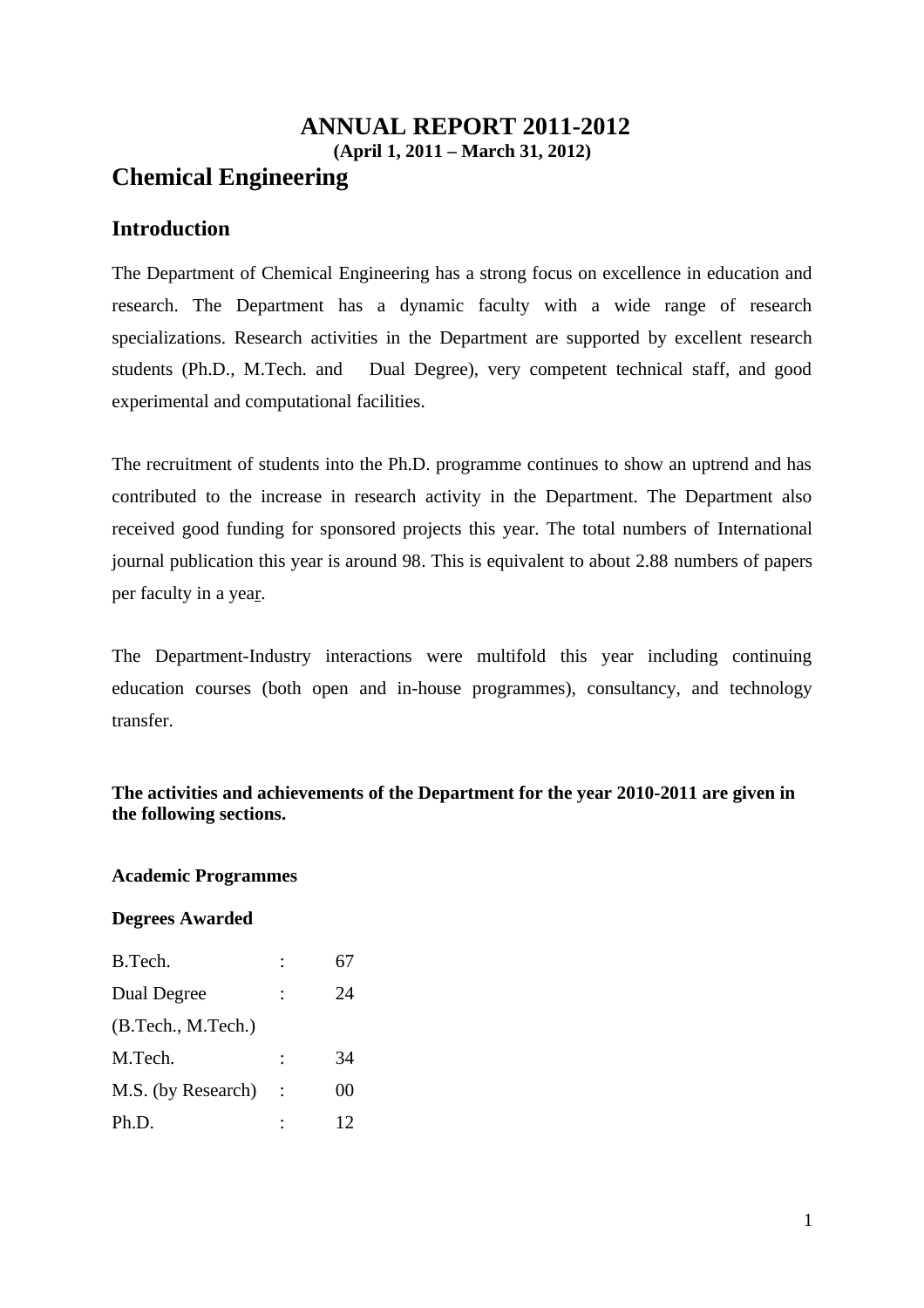# ANNUAL REPORT 2011-2012

**(April 1, 2011 – March 31, 2012)**

## Chemical Engineering

### Introduction

The Department of Chemical Engineering has a strong focus on excellence in education and research. The Department has a dynamic faculty with a wide range of research specializations. Research activities in the Department are supported by excellent research students (Ph.D., M.Tech. and Dual Degree), very competent technical staff, and good experimental and computational facilities.

The recruitment of students into the Ph.D. programme continues to show an uptrend and has contributed to the increase in research activity in the Department. The Department also received good funding for sponsored projects this year. The total numbers of International journal publication this year is around 98. This is equivalent to about 2.88 numbers of papers per faculty in a year.

The Department-Industry interactions were multifold this year including continuing education courses (both open and in-house programmes), consultancy, and technology transfer.

**The activities and achievements of the Department for the year 2010-2011 are given in the following sections.**

**Academic Programmes**

**Degrees Awarded**

| | | |
|---|---|---|
| B.Tech. | : | 67 |
| Dual Degree (B.Tech., M.Tech.) | : | 24 |
| M.Tech. | : | 34 |
| M.S. (by Research) | : | 00 |
| Ph.D. | : | 12 |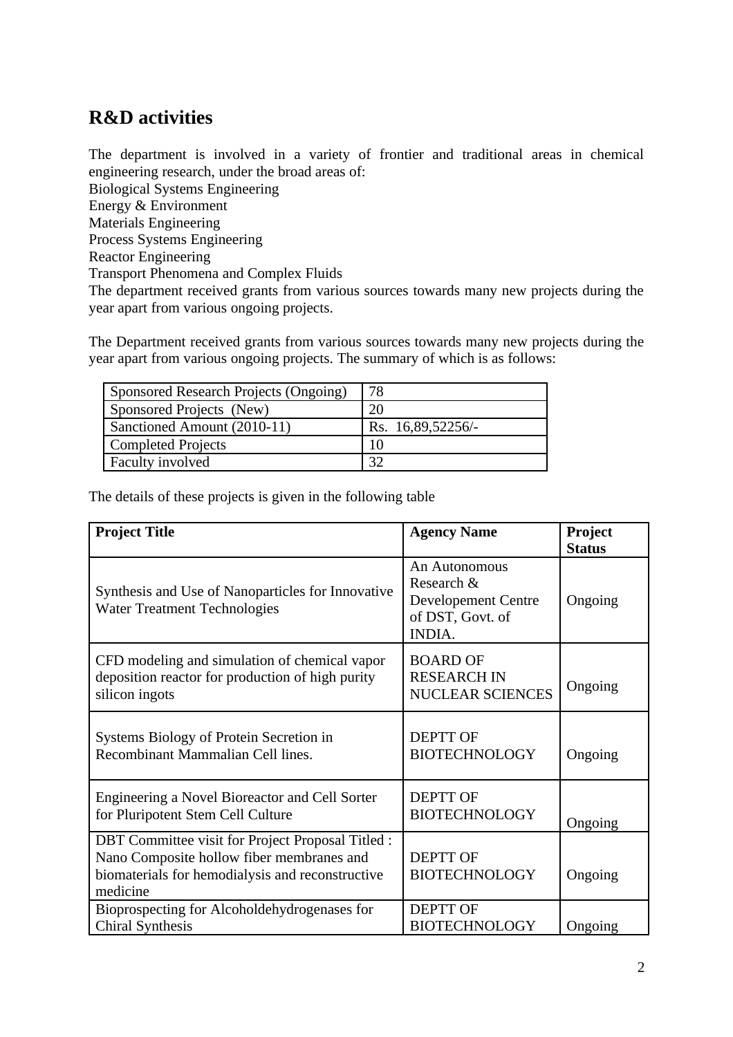## R&D activities

The department is involved in a variety of frontier and traditional areas in chemical engineering research, under the broad areas of:
Biological Systems Engineering
Energy & Environment
Materials Engineering
Process Systems Engineering
Reactor Engineering
Transport Phenomena and Complex Fluids
The department received grants from various sources towards many new projects during the year apart from various ongoing projects.

The Department received grants from various sources towards many new projects during the year apart from various ongoing projects. The summary of which is as follows:

| | |
|---|---|
| Sponsored Research Projects (Ongoing) | 78 |
| Sponsored Projects (New) | 20 |
| Sanctioned Amount (2010-11) | Rs. 16,89,52256/- |
| Completed Projects | 10 |
| Faculty involved | 32 |

The details of these projects is given in the following table

| Project Title | Agency Name | Project Status |
|---|---|---|
| Synthesis and Use of Nanoparticles for Innovative Water Treatment Technologies | An Autonomous Research & Developement Centre of DST, Govt. of INDIA. | Ongoing |
| CFD modeling and simulation of chemical vapor deposition reactor for production of high purity silicon ingots | BOARD OF RESEARCH IN NUCLEAR SCIENCES | Ongoing |
| Systems Biology of Protein Secretion in Recombinant Mammalian Cell lines. | DEPTT OF BIOTECHNOLOGY | Ongoing |
| Engineering a Novel Bioreactor and Cell Sorter for Pluripotent Stem Cell Culture | DEPTT OF BIOTECHNOLOGY | Ongoing |
| DBT Committee visit for Project Proposal Titled : Nano Composite hollow fiber membranes and biomaterials for hemodialysis and reconstructive medicine | DEPTT OF BIOTECHNOLOGY | Ongoing |
| Bioprospecting for Alcoholdehydrogenases for Chiral Synthesis | DEPTT OF BIOTECHNOLOGY | Ongoing |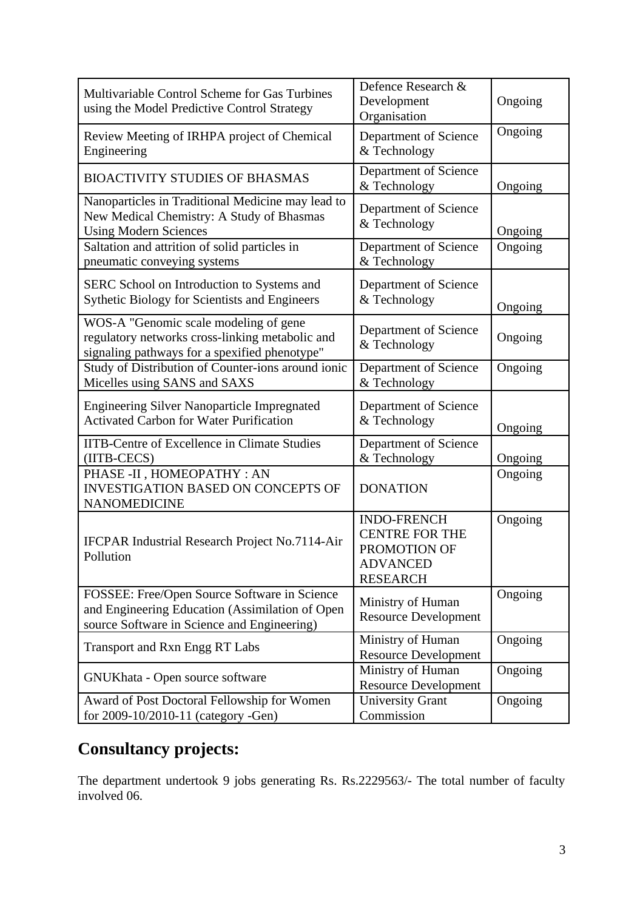| Multivariable Control Scheme for Gas Turbines using the Model Predictive Control Strategy | Defence Research & Development Organisation | Ongoing |
|---|---|---|
| Review Meeting of IRHPA project of Chemical Engineering | Department of Science & Technology | Ongoing |
| BIOACTIVITY STUDIES OF BHASMAS | Department of Science & Technology | Ongoing |
| Nanoparticles in Traditional Medicine may lead to New Medical Chemistry: A Study of Bhasmas Using Modern Sciences | Department of Science & Technology | Ongoing |
| Saltation and attrition of solid particles in pneumatic conveying systems | Department of Science & Technology | Ongoing |
| SERC School on Introduction to Systems and Sythetic Biology for Scientists and Engineers | Department of Science & Technology | Ongoing |
| WOS-A "Genomic scale modeling of gene regulatory networks cross-linking metabolic and signaling pathways for a spexified phenotype" | Department of Science & Technology | Ongoing |
| Study of Distribution of Counter-ions around ionic Micelles using SANS and SAXS | Department of Science & Technology | Ongoing |
| Engineering Silver Nanoparticle Impregnated Activated Carbon for Water Purification | Department of Science & Technology | Ongoing |
| IITB-Centre of Excellence in Climate Studies (IITB-CECS) | Department of Science & Technology | Ongoing |
| PHASE -II , HOMEOPATHY : AN INVESTIGATION BASED ON CONCEPTS OF NANOMEDICINE | DONATION | Ongoing |
| IFCPAR Industrial Research Project No.7114-Air Pollution | INDO-FRENCH CENTRE FOR THE PROMOTION OF ADVANCED RESEARCH | Ongoing |
| FOSSEE: Free/Open Source Software in Science and Engineering Education (Assimilation of Open source Software in Science and Engineering) | Ministry of Human Resource Development | Ongoing |
| Transport and Rxn Engg RT Labs | Ministry of Human Resource Development | Ongoing |
| GNUKhata - Open source software | Ministry of Human Resource Development | Ongoing |
| Award of Post Doctoral Fellowship for Women for 2009-10/2010-11 (category -Gen) | University Grant Commission | Ongoing |

## Consultancy projects:

The department undertook 9 jobs generating Rs. Rs.2229563/- The total number of faculty involved 06.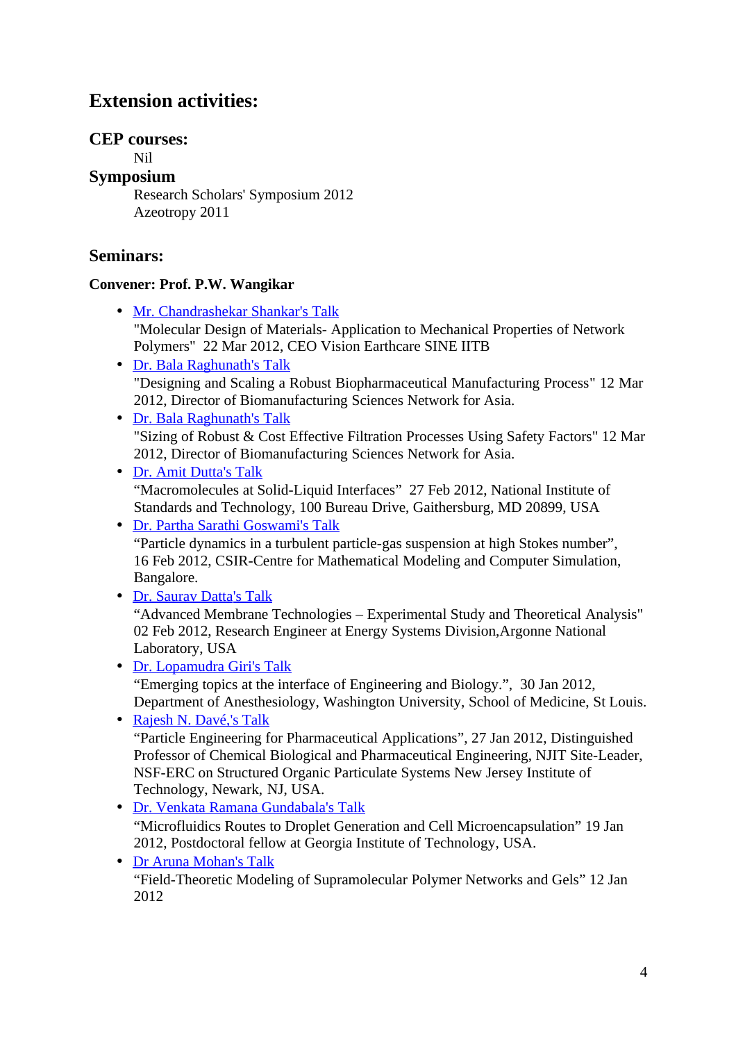## Extension activities:

### CEP courses:

Nil

### Symposium

Research Scholars' Symposium 2012
Azeotropy 2011

### Seminars:

**Convener: Prof. P.W. Wangikar**

- Mr. Chandrashekar Shankar's Talk
  "Molecular Design of Materials- Application to Mechanical Properties of Network Polymers" 22 Mar 2012, CEO Vision Earthcare SINE IITB
- Dr. Bala Raghunath's Talk
  "Designing and Scaling a Robust Biopharmaceutical Manufacturing Process" 12 Mar 2012, Director of Biomanufacturing Sciences Network for Asia.
- Dr. Bala Raghunath's Talk
  "Sizing of Robust & Cost Effective Filtration Processes Using Safety Factors" 12 Mar 2012, Director of Biomanufacturing Sciences Network for Asia.
- Dr. Amit Dutta's Talk
  "Macromolecules at Solid-Liquid Interfaces" 27 Feb 2012, National Institute of Standards and Technology, 100 Bureau Drive, Gaithersburg, MD 20899, USA
- Dr. Partha Sarathi Goswami's Talk
  "Particle dynamics in a turbulent particle-gas suspension at high Stokes number", 16 Feb 2012, CSIR-Centre for Mathematical Modeling and Computer Simulation, Bangalore.
- Dr. Saurav Datta's Talk
  "Advanced Membrane Technologies – Experimental Study and Theoretical Analysis" 02 Feb 2012, Research Engineer at Energy Systems Division,Argonne National Laboratory, USA
- Dr. Lopamudra Giri's Talk
  "Emerging topics at the interface of Engineering and Biology.", 30 Jan 2012, Department of Anesthesiology, Washington University, School of Medicine, St Louis.
- Rajesh N. Davé,'s Talk
  "Particle Engineering for Pharmaceutical Applications", 27 Jan 2012, Distinguished Professor of Chemical Biological and Pharmaceutical Engineering, NJIT Site-Leader, NSF-ERC on Structured Organic Particulate Systems New Jersey Institute of Technology, Newark, NJ, USA.
- Dr. Venkata Ramana Gundabala's Talk
  "Microfluidics Routes to Droplet Generation and Cell Microencapsulation" 19 Jan 2012, Postdoctoral fellow at Georgia Institute of Technology, USA.
- Dr Aruna Mohan's Talk
  "Field-Theoretic Modeling of Supramolecular Polymer Networks and Gels" 12 Jan 2012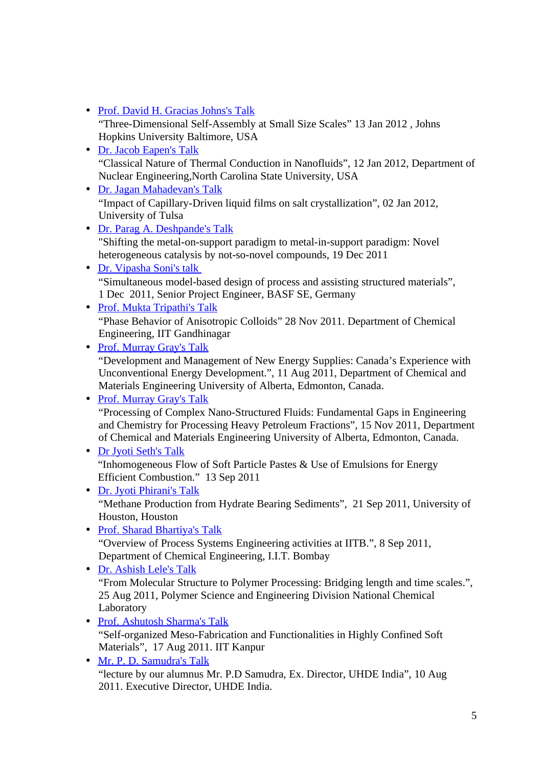- Prof. David H. Gracias Johns's Talk
  "Three-Dimensional Self-Assembly at Small Size Scales" 13 Jan 2012 , Johns Hopkins University Baltimore, USA
- Dr. Jacob Eapen's Talk
  "Classical Nature of Thermal Conduction in Nanofluids", 12 Jan 2012, Department of Nuclear Engineering,North Carolina State University, USA
- Dr. Jagan Mahadevan's Talk
  "Impact of Capillary-Driven liquid films on salt crystallization", 02 Jan 2012, University of Tulsa
- Dr. Parag A. Deshpande's Talk
  "Shifting the metal-on-support paradigm to metal-in-support paradigm: Novel heterogeneous catalysis by not-so-novel compounds, 19 Dec 2011
- Dr. Vipasha Soni's talk
  "Simultaneous model-based design of process and assisting structured materials", 1 Dec 2011, Senior Project Engineer, BASF SE, Germany
- Prof. Mukta Tripathi's Talk
  "Phase Behavior of Anisotropic Colloids" 28 Nov 2011. Department of Chemical Engineering, IIT Gandhinagar
- Prof. Murray Gray's Talk
  "Development and Management of New Energy Supplies: Canada's Experience with Unconventional Energy Development.", 11 Aug 2011, Department of Chemical and Materials Engineering University of Alberta, Edmonton, Canada.
- Prof. Murray Gray's Talk
  "Processing of Complex Nano-Structured Fluids: Fundamental Gaps in Engineering and Chemistry for Processing Heavy Petroleum Fractions", 15 Nov 2011, Department of Chemical and Materials Engineering University of Alberta, Edmonton, Canada.
- Dr Jyoti Seth's Talk
  "Inhomogeneous Flow of Soft Particle Pastes & Use of Emulsions for Energy Efficient Combustion." 13 Sep 2011
- Dr. Jyoti Phirani's Talk
  "Methane Production from Hydrate Bearing Sediments", 21 Sep 2011, University of Houston, Houston
- Prof. Sharad Bhartiya's Talk
  "Overview of Process Systems Engineering activities at IITB.", 8 Sep 2011, Department of Chemical Engineering, I.I.T. Bombay
- Dr. Ashish Lele's Talk
  "From Molecular Structure to Polymer Processing: Bridging length and time scales.", 25 Aug 2011, Polymer Science and Engineering Division National Chemical Laboratory
- Prof. Ashutosh Sharma's Talk
  "Self-organized Meso-Fabrication and Functionalities in Highly Confined Soft Materials", 17 Aug 2011. IIT Kanpur
- Mr. P. D. Samudra's Talk
  "lecture by our alumnus Mr. P.D Samudra, Ex. Director, UHDE India", 10 Aug 2011. Executive Director, UHDE India.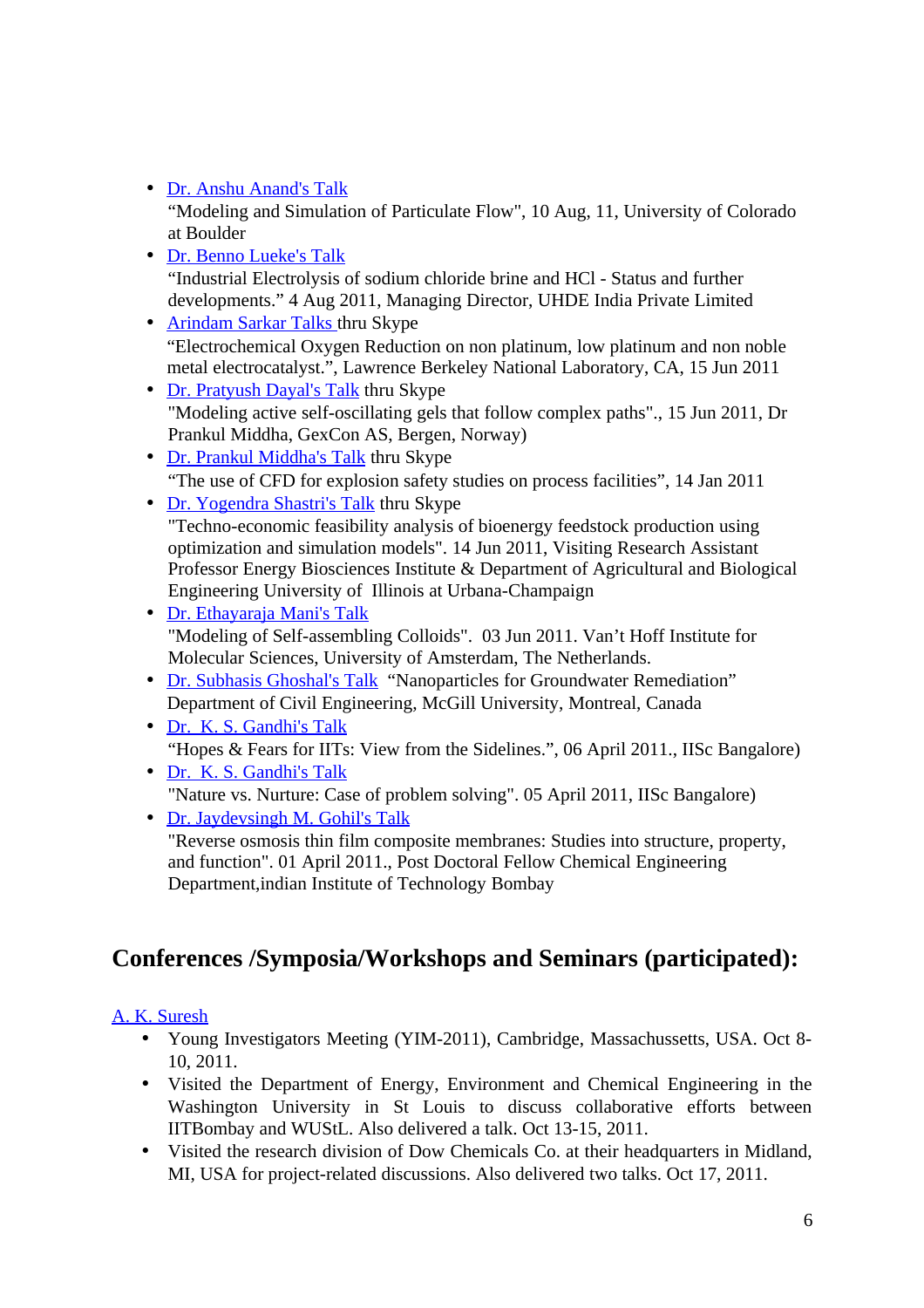- Dr. Anshu Anand's Talk
  "Modeling and Simulation of Particulate Flow", 10 Aug, 11, University of Colorado at Boulder
- Dr. Benno Lueke's Talk
  "Industrial Electrolysis of sodium chloride brine and HCl - Status and further developments." 4 Aug 2011, Managing Director, UHDE India Private Limited
- Arindam Sarkar Talks thru Skype
  "Electrochemical Oxygen Reduction on non platinum, low platinum and non noble metal electrocatalyst.", Lawrence Berkeley National Laboratory, CA, 15 Jun 2011
- Dr. Pratyush Dayal's Talk thru Skype
  "Modeling active self-oscillating gels that follow complex paths"., 15 Jun 2011, Dr Prankul Middha, GexCon AS, Bergen, Norway)
- Dr. Prankul Middha's Talk thru Skype
  "The use of CFD for explosion safety studies on process facilities", 14 Jan 2011
- Dr. Yogendra Shastri's Talk thru Skype
  "Techno-economic feasibility analysis of bioenergy feedstock production using optimization and simulation models". 14 Jun 2011, Visiting Research Assistant Professor Energy Biosciences Institute & Department of Agricultural and Biological Engineering University of Illinois at Urbana-Champaign
- Dr. Ethayaraja Mani's Talk
  "Modeling of Self-assembling Colloids". 03 Jun 2011. Van't Hoff Institute for Molecular Sciences, University of Amsterdam, The Netherlands.
- Dr. Subhasis Ghoshal's Talk "Nanoparticles for Groundwater Remediation" Department of Civil Engineering, McGill University, Montreal, Canada
- Dr. K. S. Gandhi's Talk
  "Hopes & Fears for IITs: View from the Sidelines.", 06 April 2011., IISc Bangalore)
- Dr. K. S. Gandhi's Talk
  "Nature vs. Nurture: Case of problem solving". 05 April 2011, IISc Bangalore)
- Dr. Jaydevsingh M. Gohil's Talk
  "Reverse osmosis thin film composite membranes: Studies into structure, property, and function". 01 April 2011., Post Doctoral Fellow Chemical Engineering Department,indian Institute of Technology Bombay

## Conferences /Symposia/Workshops and Seminars (participated):

A. K. Suresh

- Young Investigators Meeting (YIM-2011), Cambridge, Massachussetts, USA. Oct 8-10, 2011.
- Visited the Department of Energy, Environment and Chemical Engineering in the Washington University in St Louis to discuss collaborative efforts between IITBombay and WUStL. Also delivered a talk. Oct 13-15, 2011.
- Visited the research division of Dow Chemicals Co. at their headquarters in Midland, MI, USA for project-related discussions. Also delivered two talks. Oct 17, 2011.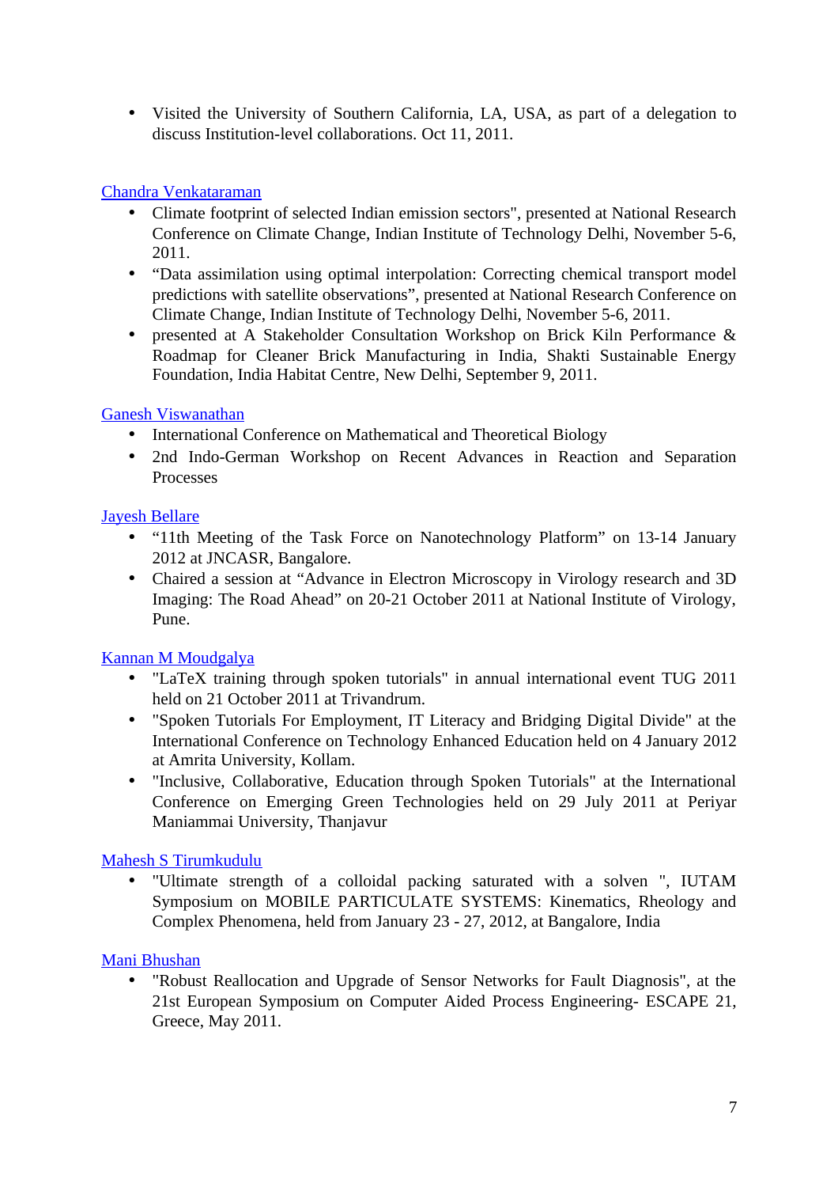- Visited the University of Southern California, LA, USA, as part of a delegation to discuss Institution-level collaborations. Oct 11, 2011.

Chandra Venkataraman

- Climate footprint of selected Indian emission sectors", presented at National Research Conference on Climate Change, Indian Institute of Technology Delhi, November 5-6, 2011.
- “Data assimilation using optimal interpolation: Correcting chemical transport model predictions with satellite observations”, presented at National Research Conference on Climate Change, Indian Institute of Technology Delhi, November 5-6, 2011.
- presented at A Stakeholder Consultation Workshop on Brick Kiln Performance & Roadmap for Cleaner Brick Manufacturing in India, Shakti Sustainable Energy Foundation, India Habitat Centre, New Delhi, September 9, 2011.

Ganesh Viswanathan

- International Conference on Mathematical and Theoretical Biology
- 2nd Indo-German Workshop on Recent Advances in Reaction and Separation Processes

Jayesh Bellare

- “11th Meeting of the Task Force on Nanotechnology Platform” on 13-14 January 2012 at JNCASR, Bangalore.
- Chaired a session at “Advance in Electron Microscopy in Virology research and 3D Imaging: The Road Ahead” on 20-21 October 2011 at National Institute of Virology, Pune.

Kannan M Moudgalya

- "LaTeX training through spoken tutorials" in annual international event TUG 2011 held on 21 October 2011 at Trivandrum.
- "Spoken Tutorials For Employment, IT Literacy and Bridging Digital Divide" at the International Conference on Technology Enhanced Education held on 4 January 2012 at Amrita University, Kollam.
- "Inclusive, Collaborative, Education through Spoken Tutorials" at the International Conference on Emerging Green Technologies held on 29 July 2011 at Periyar Maniammai University, Thanjavur

Mahesh S Tirumkudulu

- "Ultimate strength of a colloidal packing saturated with a solven ", IUTAM Symposium on MOBILE PARTICULATE SYSTEMS: Kinematics, Rheology and Complex Phenomena, held from January 23 - 27, 2012, at Bangalore, India

Mani Bhushan

- "Robust Reallocation and Upgrade of Sensor Networks for Fault Diagnosis", at the 21st European Symposium on Computer Aided Process Engineering- ESCAPE 21, Greece, May 2011.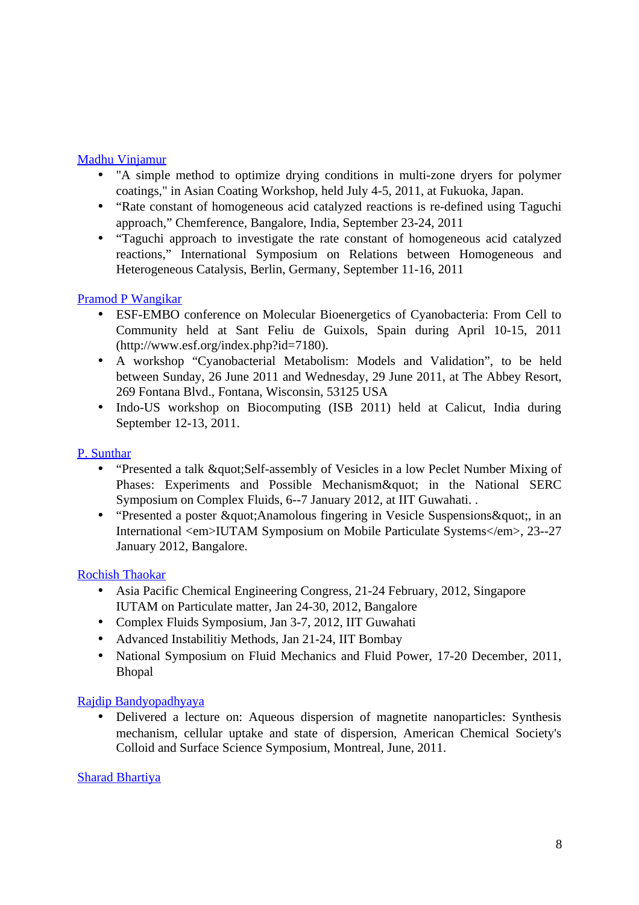[Madhu Vinjamur](#)

- "A simple method to optimize drying conditions in multi-zone dryers for polymer coatings," in Asian Coating Workshop, held July 4-5, 2011, at Fukuoka, Japan.
- “Rate constant of homogeneous acid catalyzed reactions is re-defined using Taguchi approach,” Chemference, Bangalore, India, September 23-24, 2011
- “Taguchi approach to investigate the rate constant of homogeneous acid catalyzed reactions,” International Symposium on Relations between Homogeneous and Heterogeneous Catalysis, Berlin, Germany, September 11-16, 2011

[Pramod P Wangikar](#)

- ESF-EMBO conference on Molecular Bioenergetics of Cyanobacteria: From Cell to Community held at Sant Feliu de Guixols, Spain during April 10-15, 2011 (http://www.esf.org/index.php?id=7180).
- A workshop “Cyanobacterial Metabolism: Models and Validation”, to be held between Sunday, 26 June 2011 and Wednesday, 29 June 2011, at The Abbey Resort, 269 Fontana Blvd., Fontana, Wisconsin, 53125 USA
- Indo-US workshop on Biocomputing (ISB 2011) held at Calicut, India during September 12-13, 2011.

[P. Sunthar](#)

- “Presented a talk &quot;Self-assembly of Vesicles in a low Peclet Number Mixing of Phases: Experiments and Possible Mechanism&quot; in the National SERC Symposium on Complex Fluids, 6--7 January 2012, at IIT Guwahati. .
- “Presented a poster &quot;Anamolous fingering in Vesicle Suspensions&quot;, in an International <em>IUTAM Symposium on Mobile Particulate Systems</em>, 23--27 January 2012, Bangalore.

[Rochish Thaokar](#)

- Asia Pacific Chemical Engineering Congress, 21-24 February, 2012, Singapore
  IUTAM on Particulate matter, Jan 24-30, 2012, Bangalore
- Complex Fluids Symposium, Jan 3-7, 2012, IIT Guwahati
- Advanced Instabilitiy Methods, Jan 21-24, IIT Bombay
- National Symposium on Fluid Mechanics and Fluid Power, 17-20 December, 2011, Bhopal

[Rajdip Bandyopadhyaya](#)

- Delivered a lecture on: Aqueous dispersion of magnetite nanoparticles: Synthesis mechanism, cellular uptake and state of dispersion, American Chemical Society's Colloid and Surface Science Symposium, Montreal, June, 2011.

[Sharad Bhartiya](#)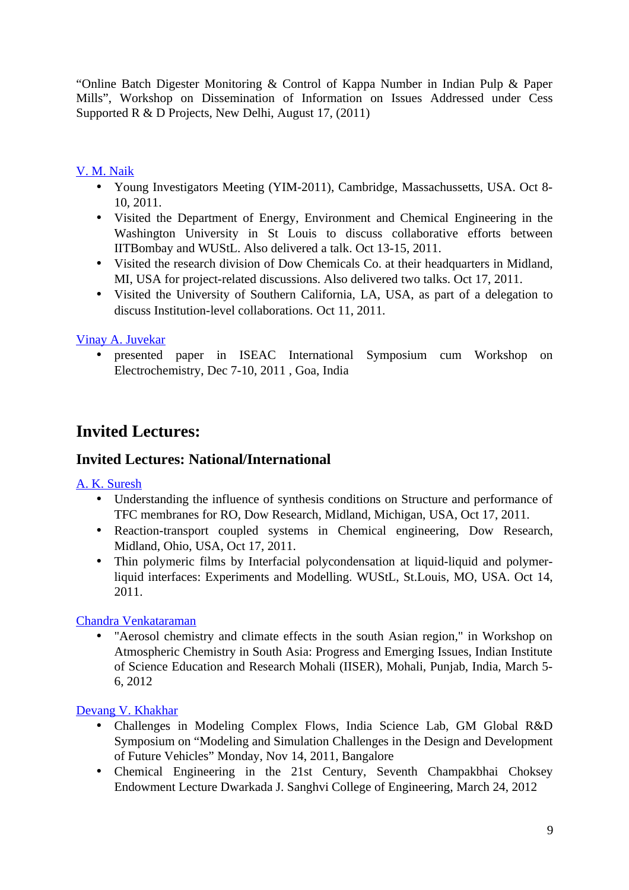"Online Batch Digester Monitoring & Control of Kappa Number in Indian Pulp & Paper Mills", Workshop on Dissemination of Information on Issues Addressed under Cess Supported R & D Projects, New Delhi, August 17, (2011)

V. M. Naik

- Young Investigators Meeting (YIM-2011), Cambridge, Massachussetts, USA. Oct 8-10, 2011.
- Visited the Department of Energy, Environment and Chemical Engineering in the Washington University in St Louis to discuss collaborative efforts between IITBombay and WUStL. Also delivered a talk. Oct 13-15, 2011.
- Visited the research division of Dow Chemicals Co. at their headquarters in Midland, MI, USA for project-related discussions. Also delivered two talks. Oct 17, 2011.
- Visited the University of Southern California, LA, USA, as part of a delegation to discuss Institution-level collaborations. Oct 11, 2011.

Vinay A. Juvekar

- presented paper in ISEAC International Symposium cum Workshop on Electrochemistry, Dec 7-10, 2011 , Goa, India

# Invited Lectures:

## Invited Lectures: National/International

A. K. Suresh

- Understanding the influence of synthesis conditions on Structure and performance of TFC membranes for RO, Dow Research, Midland, Michigan, USA, Oct 17, 2011.
- Reaction-transport coupled systems in Chemical engineering, Dow Research, Midland, Ohio, USA, Oct 17, 2011.
- Thin polymeric films by Interfacial polycondensation at liquid-liquid and polymer-liquid interfaces: Experiments and Modelling. WUStL, St.Louis, MO, USA. Oct 14, 2011.

Chandra Venkataraman

- "Aerosol chemistry and climate effects in the south Asian region," in Workshop on Atmospheric Chemistry in South Asia: Progress and Emerging Issues, Indian Institute of Science Education and Research Mohali (IISER), Mohali, Punjab, India, March 5-6, 2012

Devang V. Khakhar

- Challenges in Modeling Complex Flows, India Science Lab, GM Global R&D Symposium on "Modeling and Simulation Challenges in the Design and Development of Future Vehicles" Monday, Nov 14, 2011, Bangalore
- Chemical Engineering in the 21st Century, Seventh Champakbhai Choksey Endowment Lecture Dwarkada J. Sanghvi College of Engineering, March 24, 2012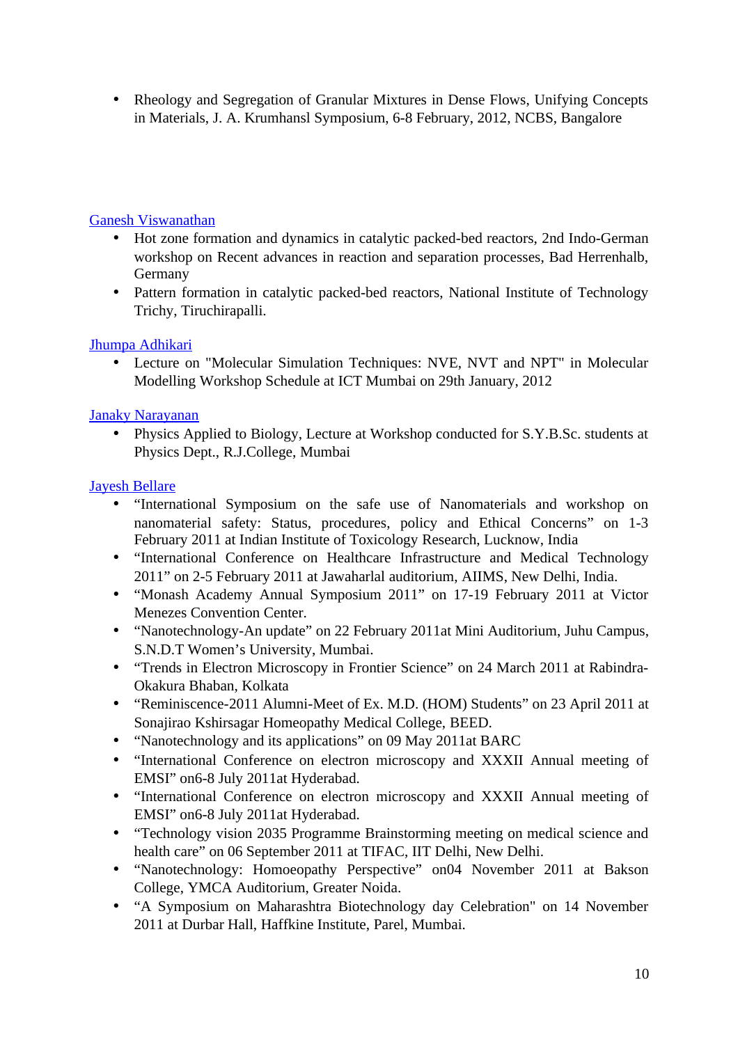- Rheology and Segregation of Granular Mixtures in Dense Flows, Unifying Concepts in Materials, J. A. Krumhansl Symposium, 6-8 February, 2012, NCBS, Bangalore

[Ganesh Viswanathan]

- Hot zone formation and dynamics in catalytic packed-bed reactors, 2nd Indo-German workshop on Recent advances in reaction and separation processes, Bad Herrenhalb, Germany
- Pattern formation in catalytic packed-bed reactors, National Institute of Technology Trichy, Tiruchirapalli.

[Jhumpa Adhikari]

- Lecture on "Molecular Simulation Techniques: NVE, NVT and NPT" in Molecular Modelling Workshop Schedule at ICT Mumbai on 29th January, 2012

[Janaky Narayanan]

- Physics Applied to Biology, Lecture at Workshop conducted for S.Y.B.Sc. students at Physics Dept., R.J.College, Mumbai

[Jayesh Bellare]

- "International Symposium on the safe use of Nanomaterials and workshop on nanomaterial safety: Status, procedures, policy and Ethical Concerns" on 1-3 February 2011 at Indian Institute of Toxicology Research, Lucknow, India
- "International Conference on Healthcare Infrastructure and Medical Technology 2011" on 2-5 February 2011 at Jawaharlal auditorium, AIIMS, New Delhi, India.
- "Monash Academy Annual Symposium 2011" on 17-19 February 2011 at Victor Menezes Convention Center.
- "Nanotechnology-An update" on 22 February 2011at Mini Auditorium, Juhu Campus, S.N.D.T Women's University, Mumbai.
- "Trends in Electron Microscopy in Frontier Science" on 24 March 2011 at Rabindra-Okakura Bhaban, Kolkata
- "Reminiscence-2011 Alumni-Meet of Ex. M.D. (HOM) Students" on 23 April 2011 at Sonajirao Kshirsagar Homeopathy Medical College, BEED.
- "Nanotechnology and its applications" on 09 May 2011at BARC
- "International Conference on electron microscopy and XXXII Annual meeting of EMSI" on6-8 July 2011at Hyderabad.
- "International Conference on electron microscopy and XXXII Annual meeting of EMSI" on6-8 July 2011at Hyderabad.
- "Technology vision 2035 Programme Brainstorming meeting on medical science and health care" on 06 September 2011 at TIFAC, IIT Delhi, New Delhi.
- "Nanotechnology: Homoeopathy Perspective" on04 November 2011 at Bakson College, YMCA Auditorium, Greater Noida.
- "A Symposium on Maharashtra Biotechnology day Celebration" on 14 November 2011 at Durbar Hall, Haffkine Institute, Parel, Mumbai.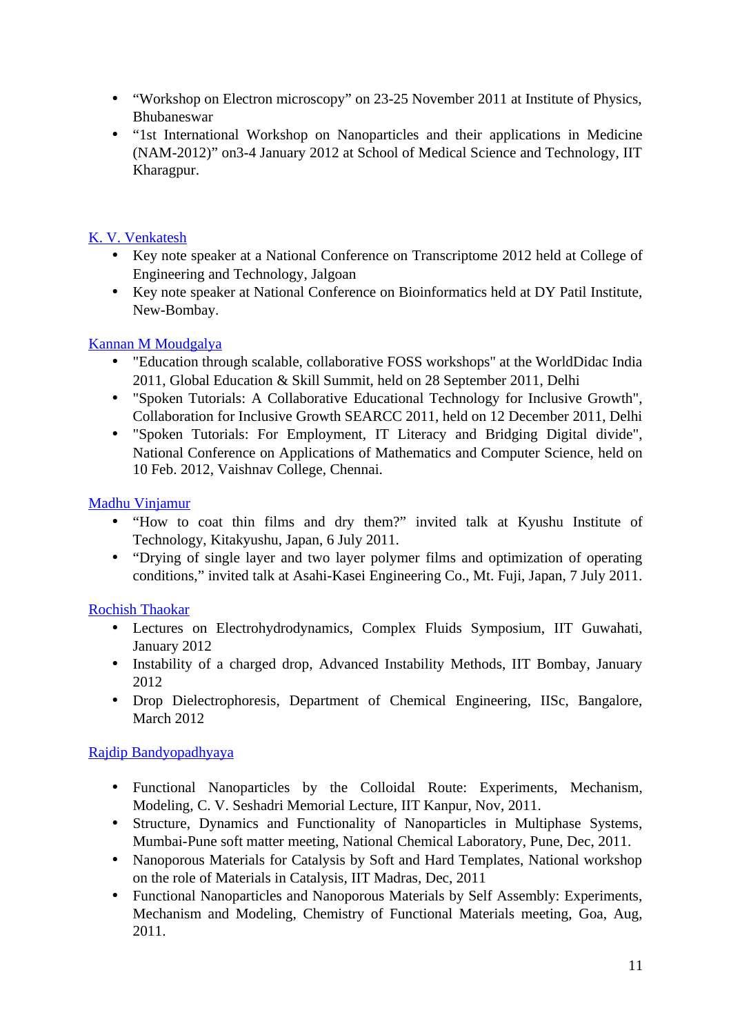- "Workshop on Electron microscopy" on 23-25 November 2011 at Institute of Physics, Bhubaneswar
- "1st International Workshop on Nanoparticles and their applications in Medicine (NAM-2012)" on3-4 January 2012 at School of Medical Science and Technology, IIT Kharagpur.

K. V. Venkatesh

- Key note speaker at a National Conference on Transcriptome 2012 held at College of Engineering and Technology, Jalgoan
- Key note speaker at National Conference on Bioinformatics held at DY Patil Institute, New-Bombay.

Kannan M Moudgalya

- "Education through scalable, collaborative FOSS workshops" at the WorldDidac India 2011, Global Education & Skill Summit, held on 28 September 2011, Delhi
- "Spoken Tutorials: A Collaborative Educational Technology for Inclusive Growth", Collaboration for Inclusive Growth SEARCC 2011, held on 12 December 2011, Delhi
- "Spoken Tutorials: For Employment, IT Literacy and Bridging Digital divide", National Conference on Applications of Mathematics and Computer Science, held on 10 Feb. 2012, Vaishnav College, Chennai.

Madhu Vinjamur

- "How to coat thin films and dry them?" invited talk at Kyushu Institute of Technology, Kitakyushu, Japan, 6 July 2011.
- "Drying of single layer and two layer polymer films and optimization of operating conditions," invited talk at Asahi-Kasei Engineering Co., Mt. Fuji, Japan, 7 July 2011.

Rochish Thaokar

- Lectures on Electrohydrodynamics, Complex Fluids Symposium, IIT Guwahati, January 2012
- Instability of a charged drop, Advanced Instability Methods, IIT Bombay, January 2012
- Drop Dielectrophoresis, Department of Chemical Engineering, IISc, Bangalore, March 2012

Rajdip Bandyopadhyaya

- Functional Nanoparticles by the Colloidal Route: Experiments, Mechanism, Modeling, C. V. Seshadri Memorial Lecture, IIT Kanpur, Nov, 2011.
- Structure, Dynamics and Functionality of Nanoparticles in Multiphase Systems, Mumbai-Pune soft matter meeting, National Chemical Laboratory, Pune, Dec, 2011.
- Nanoporous Materials for Catalysis by Soft and Hard Templates, National workshop on the role of Materials in Catalysis, IIT Madras, Dec, 2011
- Functional Nanoparticles and Nanoporous Materials by Self Assembly: Experiments, Mechanism and Modeling, Chemistry of Functional Materials meeting, Goa, Aug, 2011.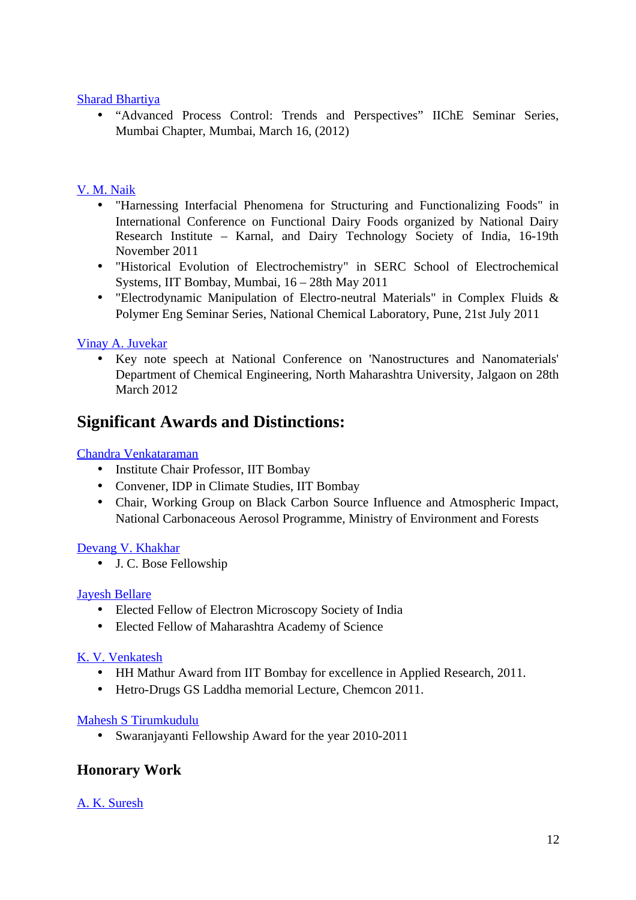Sharad Bhartiya

- “Advanced Process Control: Trends and Perspectives” IIChE Seminar Series, Mumbai Chapter, Mumbai, March 16, (2012)

V. M. Naik

- "Harnessing Interfacial Phenomena for Structuring and Functionalizing Foods" in International Conference on Functional Dairy Foods organized by National Dairy Research Institute – Karnal, and Dairy Technology Society of India, 16-19th November 2011
- "Historical Evolution of Electrochemistry" in SERC School of Electrochemical Systems, IIT Bombay, Mumbai, 16 – 28th May 2011
- "Electrodynamic Manipulation of Electro-neutral Materials" in Complex Fluids & Polymer Eng Seminar Series, National Chemical Laboratory, Pune, 21st July 2011

Vinay A. Juvekar

- Key note speech at National Conference on 'Nanostructures and Nanomaterials' Department of Chemical Engineering, North Maharashtra University, Jalgaon on 28th March 2012

## Significant Awards and Distinctions:

Chandra Venkataraman

- Institute Chair Professor, IIT Bombay
- Convener, IDP in Climate Studies, IIT Bombay
- Chair, Working Group on Black Carbon Source Influence and Atmospheric Impact, National Carbonaceous Aerosol Programme, Ministry of Environment and Forests

Devang V. Khakhar

- J. C. Bose Fellowship

Jayesh Bellare

- Elected Fellow of Electron Microscopy Society of India
- Elected Fellow of Maharashtra Academy of Science

K. V. Venkatesh

- HH Mathur Award from IIT Bombay for excellence in Applied Research, 2011.
- Hetro-Drugs GS Laddha memorial Lecture, Chemcon 2011.

Mahesh S Tirumkudulu

- Swaranjayanti Fellowship Award for the year 2010-2011

### Honorary Work

A. K. Suresh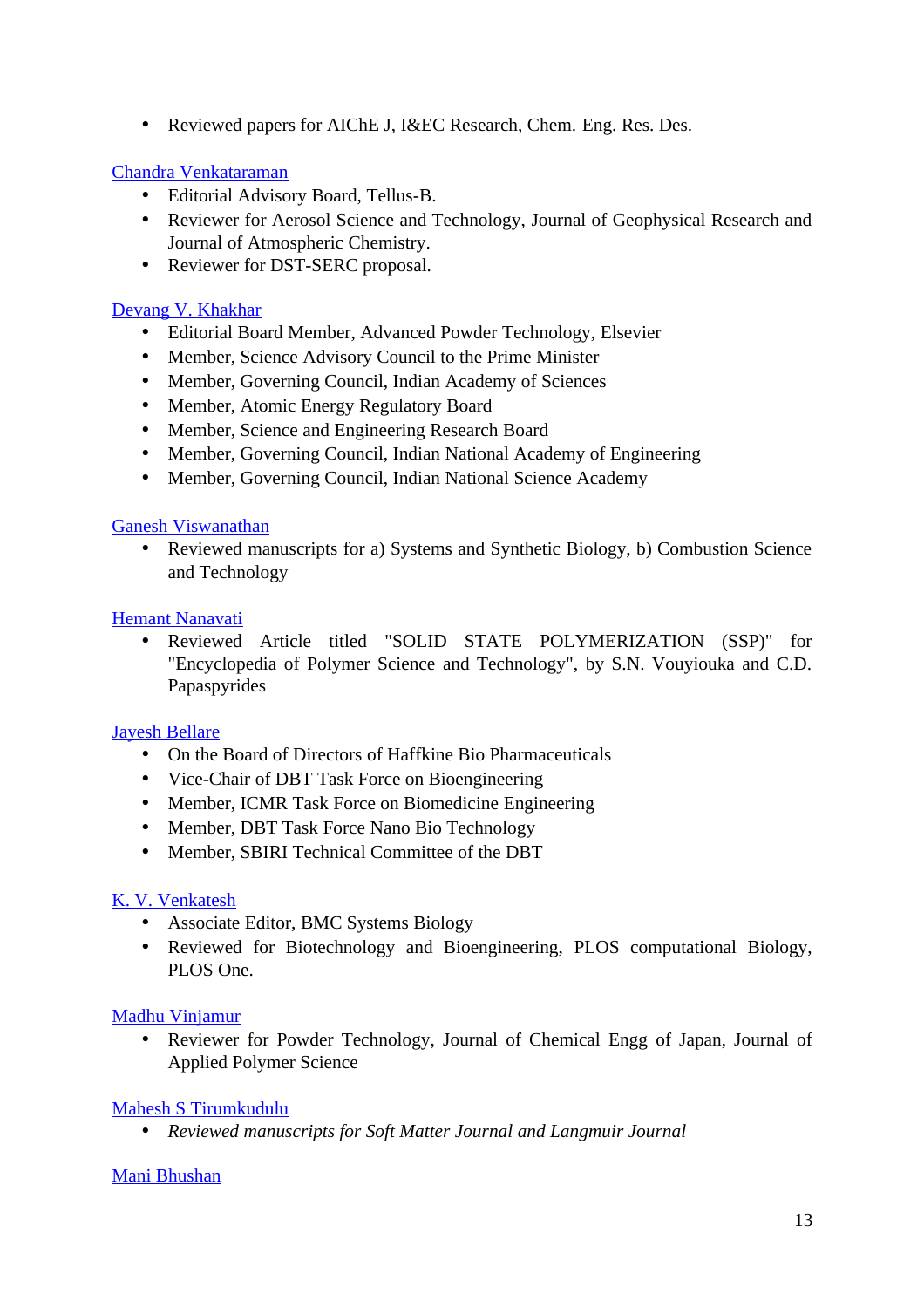- Reviewed papers for AIChE J, I&EC Research, Chem. Eng. Res. Des.

[Chandra Venkataraman]

- Editorial Advisory Board, Tellus-B.
- Reviewer for Aerosol Science and Technology, Journal of Geophysical Research and Journal of Atmospheric Chemistry.
- Reviewer for DST-SERC proposal.

[Devang V. Khakhar]

- Editorial Board Member, Advanced Powder Technology, Elsevier
- Member, Science Advisory Council to the Prime Minister
- Member, Governing Council, Indian Academy of Sciences
- Member, Atomic Energy Regulatory Board
- Member, Science and Engineering Research Board
- Member, Governing Council, Indian National Academy of Engineering
- Member, Governing Council, Indian National Science Academy

[Ganesh Viswanathan]

- Reviewed manuscripts for a) Systems and Synthetic Biology, b) Combustion Science and Technology

[Hemant Nanavati]

- Reviewed Article titled "SOLID STATE POLYMERIZATION (SSP)" for "Encyclopedia of Polymer Science and Technology", by S.N. Vouyiouka and C.D. Papaspyrides

[Jayesh Bellare]

- On the Board of Directors of Haffkine Bio Pharmaceuticals
- Vice-Chair of DBT Task Force on Bioengineering
- Member, ICMR Task Force on Biomedicine Engineering
- Member, DBT Task Force Nano Bio Technology
- Member, SBIRI Technical Committee of the DBT

[K. V. Venkatesh]

- Associate Editor, BMC Systems Biology
- Reviewed for Biotechnology and Bioengineering, PLOS computational Biology, PLOS One.

[Madhu Vinjamur]

- Reviewer for Powder Technology, Journal of Chemical Engg of Japan, Journal of Applied Polymer Science

[Mahesh S Tirumkudulu]

- *Reviewed manuscripts for Soft Matter Journal and Langmuir Journal*

[Mani Bhushan]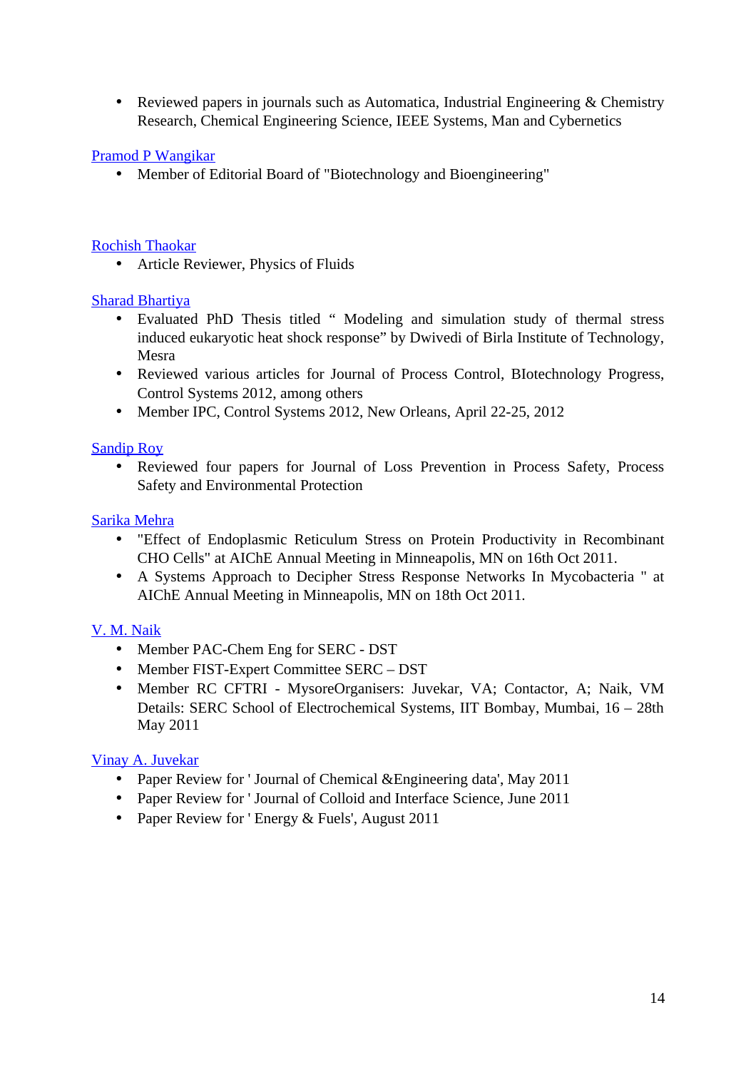- Reviewed papers in journals such as Automatica, Industrial Engineering & Chemistry Research, Chemical Engineering Science, IEEE Systems, Man and Cybernetics

[Pramod P Wangikar]

- Member of Editorial Board of "Biotechnology and Bioengineering"

[Rochish Thaokar]

- Article Reviewer, Physics of Fluids

[Sharad Bhartiya]

- Evaluated PhD Thesis titled " Modeling and simulation study of thermal stress induced eukaryotic heat shock response" by Dwivedi of Birla Institute of Technology, Mesra
- Reviewed various articles for Journal of Process Control, BIotechnology Progress, Control Systems 2012, among others
- Member IPC, Control Systems 2012, New Orleans, April 22-25, 2012

[Sandip Roy]

- Reviewed four papers for Journal of Loss Prevention in Process Safety, Process Safety and Environmental Protection

[Sarika Mehra]

- "Effect of Endoplasmic Reticulum Stress on Protein Productivity in Recombinant CHO Cells" at AIChE Annual Meeting in Minneapolis, MN on 16th Oct 2011.
- A Systems Approach to Decipher Stress Response Networks In Mycobacteria " at AIChE Annual Meeting in Minneapolis, MN on 18th Oct 2011.

[V. M. Naik]

- Member PAC-Chem Eng for SERC - DST
- Member FIST-Expert Committee SERC – DST
- Member RC CFTRI - MysoreOrganisers: Juvekar, VA; Contactor, A; Naik, VM Details: SERC School of Electrochemical Systems, IIT Bombay, Mumbai, 16 – 28th May 2011

[Vinay A. Juvekar]

- Paper Review for ' Journal of Chemical &Engineering data', May 2011
- Paper Review for ' Journal of Colloid and Interface Science, June 2011
- Paper Review for ' Energy & Fuels', August 2011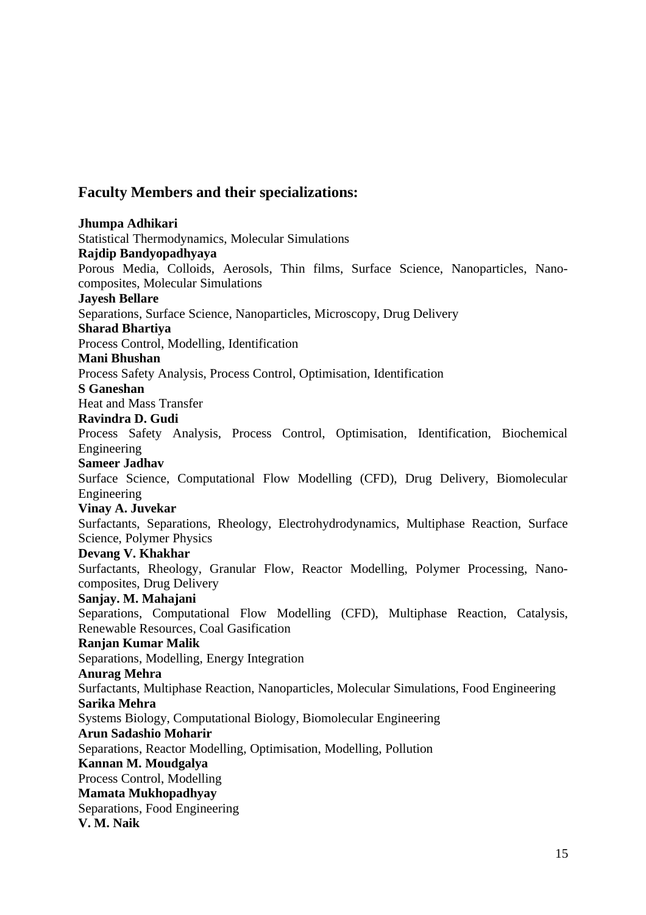## Faculty Members and their specializations:

**Jhumpa Adhikari**
Statistical Thermodynamics, Molecular Simulations

**Rajdip Bandyopadhyaya**
Porous Media, Colloids, Aerosols, Thin films, Surface Science, Nanoparticles, Nano-composites, Molecular Simulations

**Jayesh Bellare**
Separations, Surface Science, Nanoparticles, Microscopy, Drug Delivery

**Sharad Bhartiya**
Process Control, Modelling, Identification

**Mani Bhushan**
Process Safety Analysis, Process Control, Optimisation, Identification

**S Ganeshan**
Heat and Mass Transfer

**Ravindra D. Gudi**
Process Safety Analysis, Process Control, Optimisation, Identification, Biochemical Engineering

**Sameer Jadhav**
Surface Science, Computational Flow Modelling (CFD), Drug Delivery, Biomolecular Engineering

**Vinay A. Juvekar**
Surfactants, Separations, Rheology, Electrohydrodynamics, Multiphase Reaction, Surface Science, Polymer Physics

**Devang V. Khakhar**
Surfactants, Rheology, Granular Flow, Reactor Modelling, Polymer Processing, Nano-composites, Drug Delivery

**Sanjay. M. Mahajani**
Separations, Computational Flow Modelling (CFD), Multiphase Reaction, Catalysis, Renewable Resources, Coal Gasification

**Ranjan Kumar Malik**
Separations, Modelling, Energy Integration

**Anurag Mehra**
Surfactants, Multiphase Reaction, Nanoparticles, Molecular Simulations, Food Engineering

**Sarika Mehra**
Systems Biology, Computational Biology, Biomolecular Engineering

**Arun Sadashio Moharir**
Separations, Reactor Modelling, Optimisation, Modelling, Pollution

**Kannan M. Moudgalya**
Process Control, Modelling

**Mamata Mukhopadhyay**
Separations, Food Engineering

**V. M. Naik**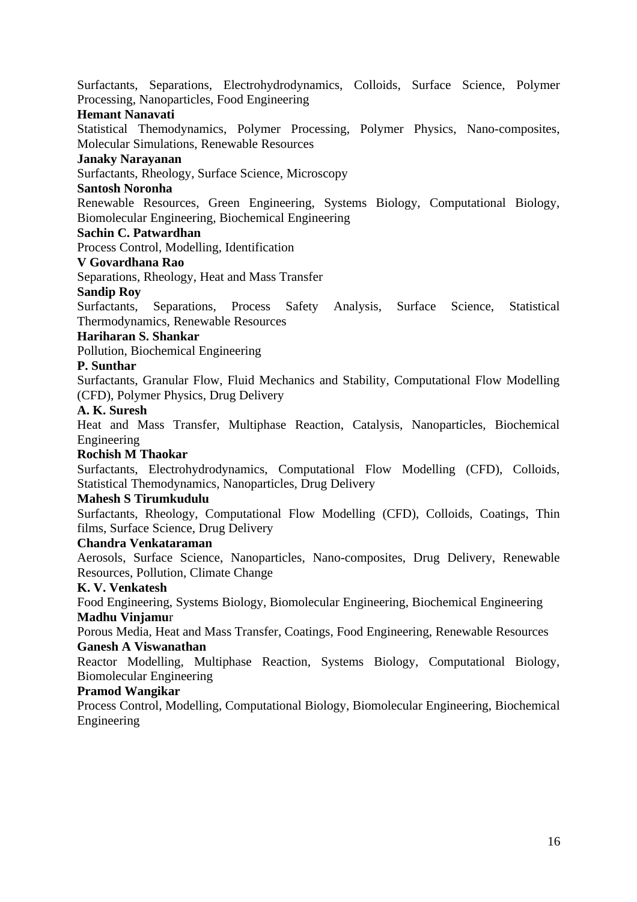Surfactants, Separations, Electrohydrodynamics, Colloids, Surface Science, Polymer Processing, Nanoparticles, Food Engineering

**Hemant Nanavati**

Statistical Themodynamics, Polymer Processing, Polymer Physics, Nano-composites, Molecular Simulations, Renewable Resources

**Janaky Narayanan**

Surfactants, Rheology, Surface Science, Microscopy

**Santosh Noronha**

Renewable Resources, Green Engineering, Systems Biology, Computational Biology, Biomolecular Engineering, Biochemical Engineering

**Sachin C. Patwardhan**

Process Control, Modelling, Identification

**V Govardhana Rao**

Separations, Rheology, Heat and Mass Transfer

**Sandip Roy**

Surfactants, Separations, Process Safety Analysis, Surface Science, Statistical Thermodynamics, Renewable Resources

**Hariharan S. Shankar**

Pollution, Biochemical Engineering

**P. Sunthar**

Surfactants, Granular Flow, Fluid Mechanics and Stability, Computational Flow Modelling (CFD), Polymer Physics, Drug Delivery

**A. K. Suresh**

Heat and Mass Transfer, Multiphase Reaction, Catalysis, Nanoparticles, Biochemical Engineering

**Rochish M Thaokar**

Surfactants, Electrohydrodynamics, Computational Flow Modelling (CFD), Colloids, Statistical Themodynamics, Nanoparticles, Drug Delivery

**Mahesh S Tirumkudulu**

Surfactants, Rheology, Computational Flow Modelling (CFD), Colloids, Coatings, Thin films, Surface Science, Drug Delivery

**Chandra Venkataraman**

Aerosols, Surface Science, Nanoparticles, Nano-composites, Drug Delivery, Renewable Resources, Pollution, Climate Change

**K. V. Venkatesh**

Food Engineering, Systems Biology, Biomolecular Engineering, Biochemical Engineering

**Madhu Vinjamur**

Porous Media, Heat and Mass Transfer, Coatings, Food Engineering, Renewable Resources

**Ganesh A Viswanathan**

Reactor Modelling, Multiphase Reaction, Systems Biology, Computational Biology, Biomolecular Engineering

**Pramod Wangikar**

Process Control, Modelling, Computational Biology, Biomolecular Engineering, Biochemical Engineering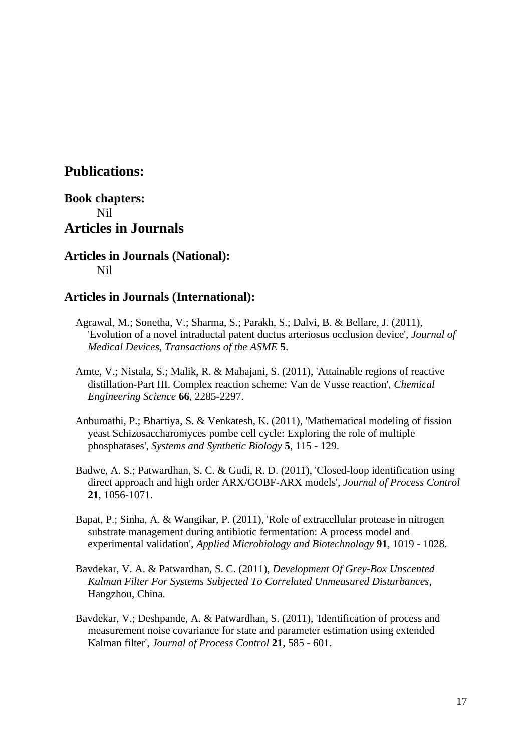## Publications:

### Book chapters:

Nil

## Articles in Journals

### Articles in Journals (National):

Nil

### Articles in Journals (International):

Agrawal, M.; Sonetha, V.; Sharma, S.; Parakh, S.; Dalvi, B. & Bellare, J. (2011), 'Evolution of a novel intraductal patent ductus arteriosus occlusion device', *Journal of Medical Devices, Transactions of the ASME* **5**.

Amte, V.; Nistala, S.; Malik, R. & Mahajani, S. (2011), 'Attainable regions of reactive distillation-Part III. Complex reaction scheme: Van de Vusse reaction', *Chemical Engineering Science* **66**, 2285-2297.

Anbumathi, P.; Bhartiya, S. & Venkatesh, K. (2011), 'Mathematical modeling of fission yeast Schizosaccharomyces pombe cell cycle: Exploring the role of multiple phosphatases', *Systems and Synthetic Biology* **5**, 115 - 129.

Badwe, A. S.; Patwardhan, S. C. & Gudi, R. D. (2011), 'Closed-loop identification using direct approach and high order ARX/GOBF-ARX models', *Journal of Process Control* **21**, 1056-1071.

Bapat, P.; Sinha, A. & Wangikar, P. (2011), 'Role of extracellular protease in nitrogen substrate management during antibiotic fermentation: A process model and experimental validation', *Applied Microbiology and Biotechnology* **91**, 1019 - 1028.

Bavdekar, V. A. & Patwardhan, S. C. (2011), *Development Of Grey-Box Unscented Kalman Filter For Systems Subjected To Correlated Unmeasured Disturbances*, Hangzhou, China.

Bavdekar, V.; Deshpande, A. & Patwardhan, S. (2011), 'Identification of process and measurement noise covariance for state and parameter estimation using extended Kalman filter', *Journal of Process Control* **21**, 585 - 601.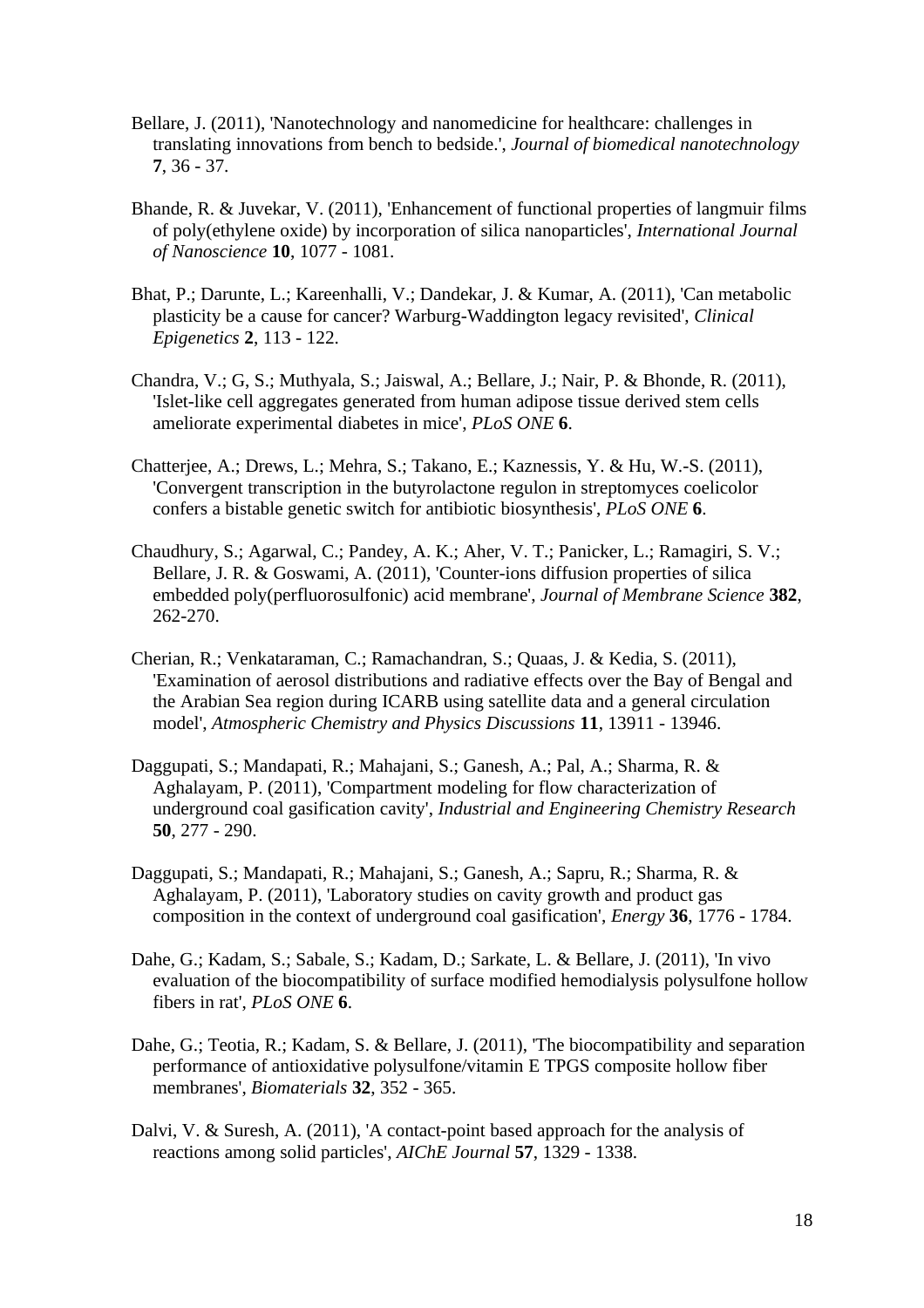Bellare, J. (2011), 'Nanotechnology and nanomedicine for healthcare: challenges in translating innovations from bench to bedside.', *Journal of biomedical nanotechnology* **7**, 36 - 37.

Bhande, R. & Juvekar, V. (2011), 'Enhancement of functional properties of langmuir films of poly(ethylene oxide) by incorporation of silica nanoparticles', *International Journal of Nanoscience* **10**, 1077 - 1081.

Bhat, P.; Darunte, L.; Kareenhalli, V.; Dandekar, J. & Kumar, A. (2011), 'Can metabolic plasticity be a cause for cancer? Warburg-Waddington legacy revisited', *Clinical Epigenetics* **2**, 113 - 122.

Chandra, V.; G, S.; Muthyala, S.; Jaiswal, A.; Bellare, J.; Nair, P. & Bhonde, R. (2011), 'Islet-like cell aggregates generated from human adipose tissue derived stem cells ameliorate experimental diabetes in mice', *PLoS ONE* **6**.

Chatterjee, A.; Drews, L.; Mehra, S.; Takano, E.; Kaznessis, Y. & Hu, W.-S. (2011), 'Convergent transcription in the butyrolactone regulon in streptomyces coelicolor confers a bistable genetic switch for antibiotic biosynthesis', *PLoS ONE* **6**.

Chaudhury, S.; Agarwal, C.; Pandey, A. K.; Aher, V. T.; Panicker, L.; Ramagiri, S. V.; Bellare, J. R. & Goswami, A. (2011), 'Counter-ions diffusion properties of silica embedded poly(perfluorosulfonic) acid membrane', *Journal of Membrane Science* **382**, 262-270.

Cherian, R.; Venkataraman, C.; Ramachandran, S.; Quaas, J. & Kedia, S. (2011), 'Examination of aerosol distributions and radiative effects over the Bay of Bengal and the Arabian Sea region during ICARB using satellite data and a general circulation model', *Atmospheric Chemistry and Physics Discussions* **11**, 13911 - 13946.

Daggupati, S.; Mandapati, R.; Mahajani, S.; Ganesh, A.; Pal, A.; Sharma, R. & Aghalayam, P. (2011), 'Compartment modeling for flow characterization of underground coal gasification cavity', *Industrial and Engineering Chemistry Research* **50**, 277 - 290.

Daggupati, S.; Mandapati, R.; Mahajani, S.; Ganesh, A.; Sapru, R.; Sharma, R. & Aghalayam, P. (2011), 'Laboratory studies on cavity growth and product gas composition in the context of underground coal gasification', *Energy* **36**, 1776 - 1784.

Dahe, G.; Kadam, S.; Sabale, S.; Kadam, D.; Sarkate, L. & Bellare, J. (2011), 'In vivo evaluation of the biocompatibility of surface modified hemodialysis polysulfone hollow fibers in rat', *PLoS ONE* **6**.

Dahe, G.; Teotia, R.; Kadam, S. & Bellare, J. (2011), 'The biocompatibility and separation performance of antioxidative polysulfone/vitamin E TPGS composite hollow fiber membranes', *Biomaterials* **32**, 352 - 365.

Dalvi, V. & Suresh, A. (2011), 'A contact-point based approach for the analysis of reactions among solid particles', *AIChE Journal* **57**, 1329 - 1338.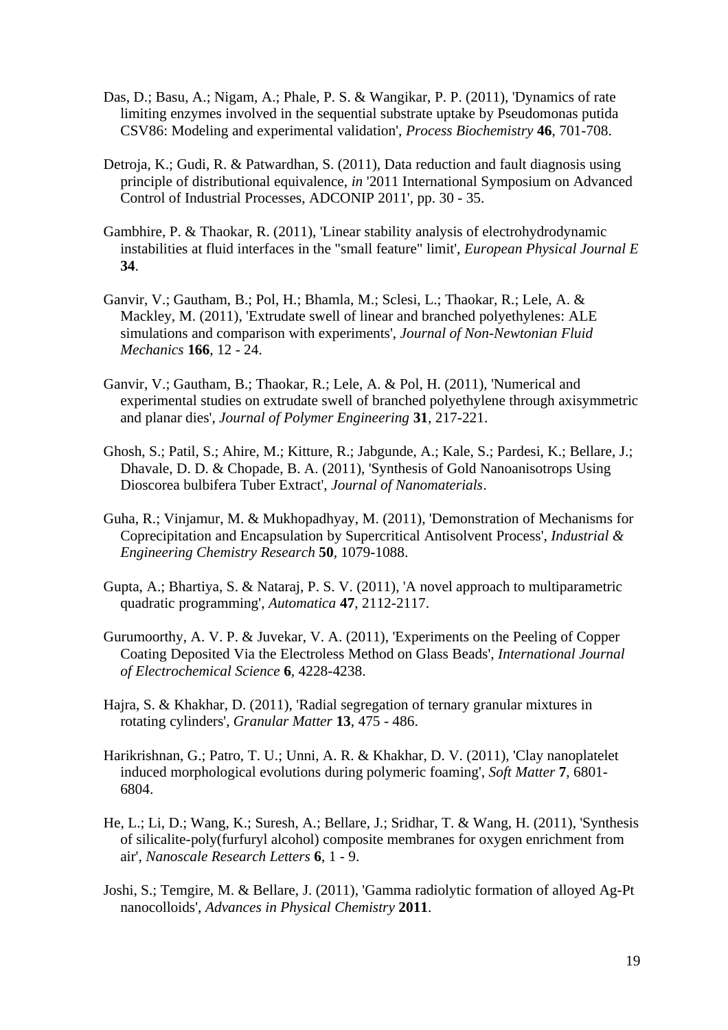Das, D.; Basu, A.; Nigam, A.; Phale, P. S. & Wangikar, P. P. (2011), 'Dynamics of rate limiting enzymes involved in the sequential substrate uptake by Pseudomonas putida CSV86: Modeling and experimental validation', *Process Biochemistry* **46**, 701-708.

Detroja, K.; Gudi, R. & Patwardhan, S. (2011), Data reduction and fault diagnosis using principle of distributional equivalence, *in* '2011 International Symposium on Advanced Control of Industrial Processes, ADCONIP 2011', pp. 30 - 35.

Gambhire, P. & Thaokar, R. (2011), 'Linear stability analysis of electrohydrodynamic instabilities at fluid interfaces in the "small feature" limit', *European Physical Journal E* **34**.

Ganvir, V.; Gautham, B.; Pol, H.; Bhamla, M.; Sclesi, L.; Thaokar, R.; Lele, A. & Mackley, M. (2011), 'Extrudate swell of linear and branched polyethylenes: ALE simulations and comparison with experiments', *Journal of Non-Newtonian Fluid Mechanics* **166**, 12 - 24.

Ganvir, V.; Gautham, B.; Thaokar, R.; Lele, A. & Pol, H. (2011), 'Numerical and experimental studies on extrudate swell of branched polyethylene through axisymmetric and planar dies', *Journal of Polymer Engineering* **31**, 217-221.

Ghosh, S.; Patil, S.; Ahire, M.; Kitture, R.; Jabgunde, A.; Kale, S.; Pardesi, K.; Bellare, J.; Dhavale, D. D. & Chopade, B. A. (2011), 'Synthesis of Gold Nanoanisotrops Using Dioscorea bulbifera Tuber Extract', *Journal of Nanomaterials*.

Guha, R.; Vinjamur, M. & Mukhopadhyay, M. (2011), 'Demonstration of Mechanisms for Coprecipitation and Encapsulation by Supercritical Antisolvent Process', *Industrial & Engineering Chemistry Research* **50**, 1079-1088.

Gupta, A.; Bhartiya, S. & Nataraj, P. S. V. (2011), 'A novel approach to multiparametric quadratic programming', *Automatica* **47**, 2112-2117.

Gurumoorthy, A. V. P. & Juvekar, V. A. (2011), 'Experiments on the Peeling of Copper Coating Deposited Via the Electroless Method on Glass Beads', *International Journal of Electrochemical Science* **6**, 4228-4238.

Hajra, S. & Khakhar, D. (2011), 'Radial segregation of ternary granular mixtures in rotating cylinders', *Granular Matter* **13**, 475 - 486.

Harikrishnan, G.; Patro, T. U.; Unni, A. R. & Khakhar, D. V. (2011), 'Clay nanoplatelet induced morphological evolutions during polymeric foaming', *Soft Matter* **7**, 6801-6804.

He, L.; Li, D.; Wang, K.; Suresh, A.; Bellare, J.; Sridhar, T. & Wang, H. (2011), 'Synthesis of silicalite-poly(furfuryl alcohol) composite membranes for oxygen enrichment from air', *Nanoscale Research Letters* **6**, 1 - 9.

Joshi, S.; Temgire, M. & Bellare, J. (2011), 'Gamma radiolytic formation of alloyed Ag-Pt nanocolloids', *Advances in Physical Chemistry* **2011**.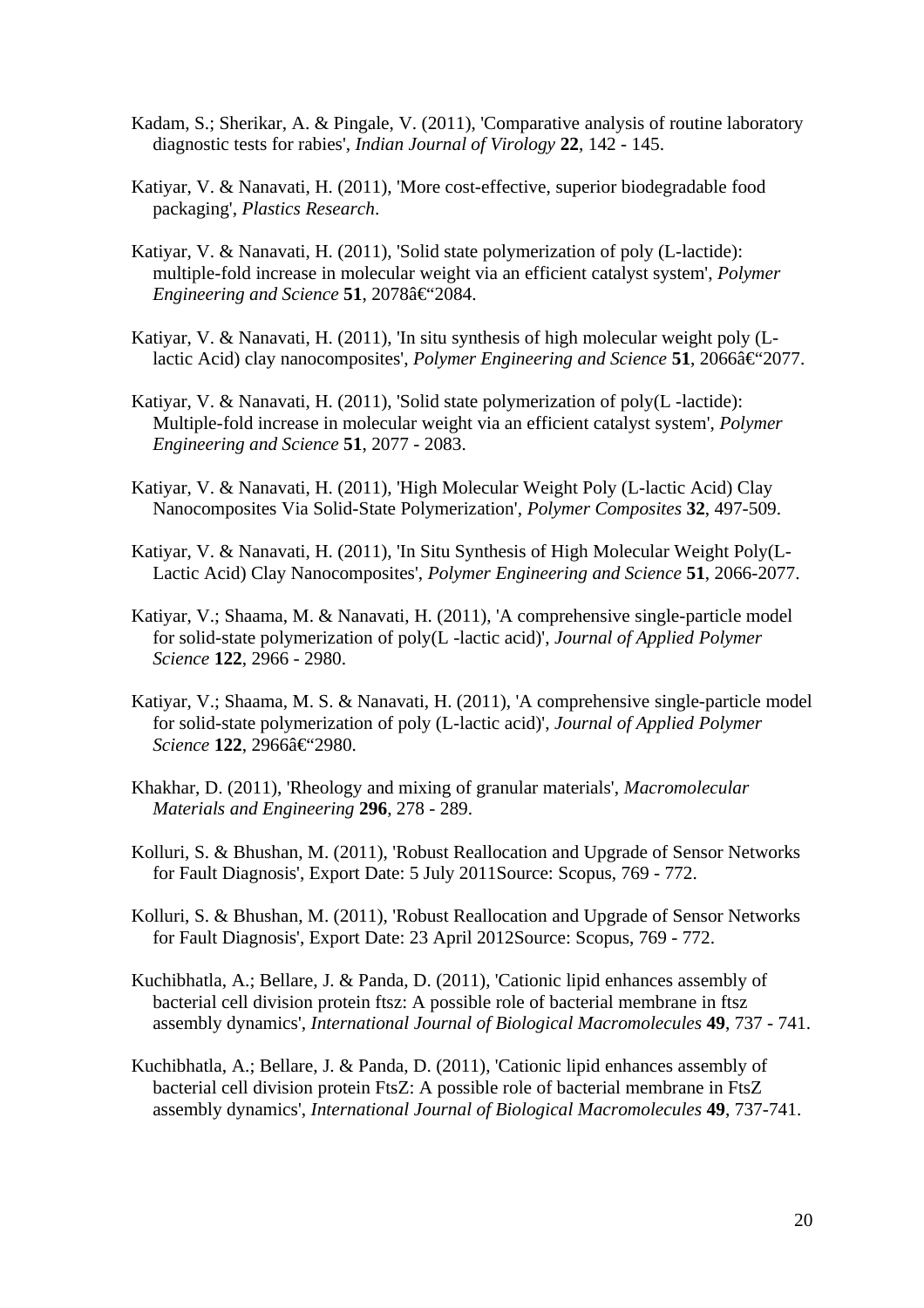Kadam, S.; Sherikar, A. & Pingale, V. (2011), 'Comparative analysis of routine laboratory diagnostic tests for rabies', *Indian Journal of Virology* **22**, 142 - 145.

Katiyar, V. & Nanavati, H. (2011), 'More cost-effective, superior biodegradable food packaging', *Plastics Research*.

Katiyar, V. & Nanavati, H. (2011), 'Solid state polymerization of poly (L-lactide): multiple-fold increase in molecular weight via an efficient catalyst system', *Polymer Engineering and Science* **51**, 2078â€“2084.

Katiyar, V. & Nanavati, H. (2011), 'In situ synthesis of high molecular weight poly (L-lactic Acid) clay nanocomposites', *Polymer Engineering and Science* **51**, 2066â€“2077.

Katiyar, V. & Nanavati, H. (2011), 'Solid state polymerization of poly(L -lactide): Multiple-fold increase in molecular weight via an efficient catalyst system', *Polymer Engineering and Science* **51**, 2077 - 2083.

Katiyar, V. & Nanavati, H. (2011), 'High Molecular Weight Poly (L-lactic Acid) Clay Nanocomposites Via Solid-State Polymerization', *Polymer Composites* **32**, 497-509.

Katiyar, V. & Nanavati, H. (2011), 'In Situ Synthesis of High Molecular Weight Poly(L-Lactic Acid) Clay Nanocomposites', *Polymer Engineering and Science* **51**, 2066-2077.

Katiyar, V.; Shaama, M. & Nanavati, H. (2011), 'A comprehensive single-particle model for solid-state polymerization of poly(L -lactic acid)', *Journal of Applied Polymer Science* **122**, 2966 - 2980.

Katiyar, V.; Shaama, M. S. & Nanavati, H. (2011), 'A comprehensive single-particle model for solid-state polymerization of poly (L-lactic acid)', *Journal of Applied Polymer Science* **122**, 2966â€“2980.

Khakhar, D. (2011), 'Rheology and mixing of granular materials', *Macromolecular Materials and Engineering* **296**, 278 - 289.

Kolluri, S. & Bhushan, M. (2011), 'Robust Reallocation and Upgrade of Sensor Networks for Fault Diagnosis', Export Date: 5 July 2011Source: Scopus, 769 - 772.

Kolluri, S. & Bhushan, M. (2011), 'Robust Reallocation and Upgrade of Sensor Networks for Fault Diagnosis', Export Date: 23 April 2012Source: Scopus, 769 - 772.

Kuchibhatla, A.; Bellare, J. & Panda, D. (2011), 'Cationic lipid enhances assembly of bacterial cell division protein ftsz: A possible role of bacterial membrane in ftsz assembly dynamics', *International Journal of Biological Macromolecules* **49**, 737 - 741.

Kuchibhatla, A.; Bellare, J. & Panda, D. (2011), 'Cationic lipid enhances assembly of bacterial cell division protein FtsZ: A possible role of bacterial membrane in FtsZ assembly dynamics', *International Journal of Biological Macromolecules* **49**, 737-741.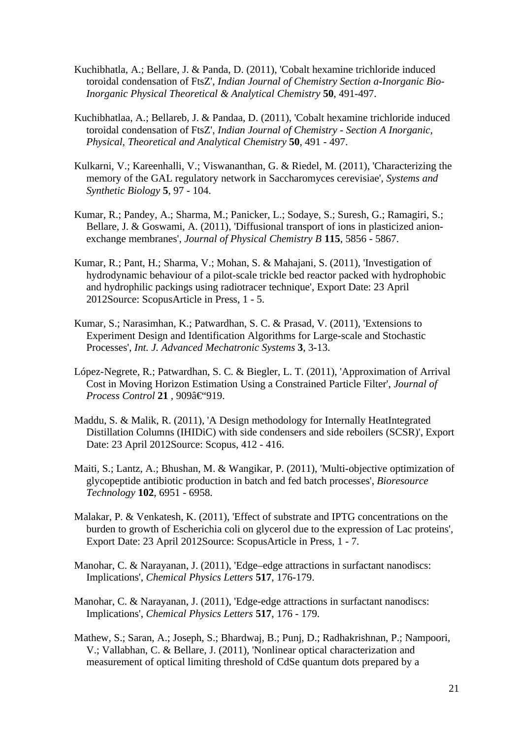Kuchibhatla, A.; Bellare, J. & Panda, D. (2011), 'Cobalt hexamine trichloride induced toroidal condensation of FtsZ', *Indian Journal of Chemistry Section a-Inorganic Bio-Inorganic Physical Theoretical & Analytical Chemistry* **50**, 491-497.

Kuchibhatlaa, A.; Bellareb, J. & Pandaa, D. (2011), 'Cobalt hexamine trichloride induced toroidal condensation of FtsZ', *Indian Journal of Chemistry - Section A Inorganic, Physical, Theoretical and Analytical Chemistry* **50**, 491 - 497.

Kulkarni, V.; Kareenhalli, V.; Viswananthan, G. & Riedel, M. (2011), 'Characterizing the memory of the GAL regulatory network in Saccharomyces cerevisiae', *Systems and Synthetic Biology* **5**, 97 - 104.

Kumar, R.; Pandey, A.; Sharma, M.; Panicker, L.; Sodaye, S.; Suresh, G.; Ramagiri, S.; Bellare, J. & Goswami, A. (2011), 'Diffusional transport of ions in plasticized anion-exchange membranes', *Journal of Physical Chemistry B* **115**, 5856 - 5867.

Kumar, R.; Pant, H.; Sharma, V.; Mohan, S. & Mahajani, S. (2011), 'Investigation of hydrodynamic behaviour of a pilot-scale trickle bed reactor packed with hydrophobic and hydrophilic packings using radiotracer technique', Export Date: 23 April 2012Source: ScopusArticle in Press, 1 - 5.

Kumar, S.; Narasimhan, K.; Patwardhan, S. C. & Prasad, V. (2011), 'Extensions to Experiment Design and Identification Algorithms for Large-scale and Stochastic Processes', *Int. J. Advanced Mechatronic Systems* **3**, 3-13.

López-Negrete, R.; Patwardhan, S. C. & Biegler, L. T. (2011), 'Approximation of Arrival Cost in Moving Horizon Estimation Using a Constrained Particle Filter', *Journal of Process Control* **21** , 909â€“919.

Maddu, S. & Malik, R. (2011), 'A Design methodology for Internally HeatIntegrated Distillation Columns (IHIDiC) with side condensers and side reboilers (SCSR)', Export Date: 23 April 2012Source: Scopus, 412 - 416.

Maiti, S.; Lantz, A.; Bhushan, M. & Wangikar, P. (2011), 'Multi-objective optimization of glycopeptide antibiotic production in batch and fed batch processes', *Bioresource Technology* **102**, 6951 - 6958.

Malakar, P. & Venkatesh, K. (2011), 'Effect of substrate and IPTG concentrations on the burden to growth of Escherichia coli on glycerol due to the expression of Lac proteins', Export Date: 23 April 2012Source: ScopusArticle in Press, 1 - 7.

Manohar, C. & Narayanan, J. (2011), 'Edge–edge attractions in surfactant nanodiscs: Implications', *Chemical Physics Letters* **517**, 176-179.

Manohar, C. & Narayanan, J. (2011), 'Edge-edge attractions in surfactant nanodiscs: Implications', *Chemical Physics Letters* **517**, 176 - 179.

Mathew, S.; Saran, A.; Joseph, S.; Bhardwaj, B.; Punj, D.; Radhakrishnan, P.; Nampoori, V.; Vallabhan, C. & Bellare, J. (2011), 'Nonlinear optical characterization and measurement of optical limiting threshold of CdSe quantum dots prepared by a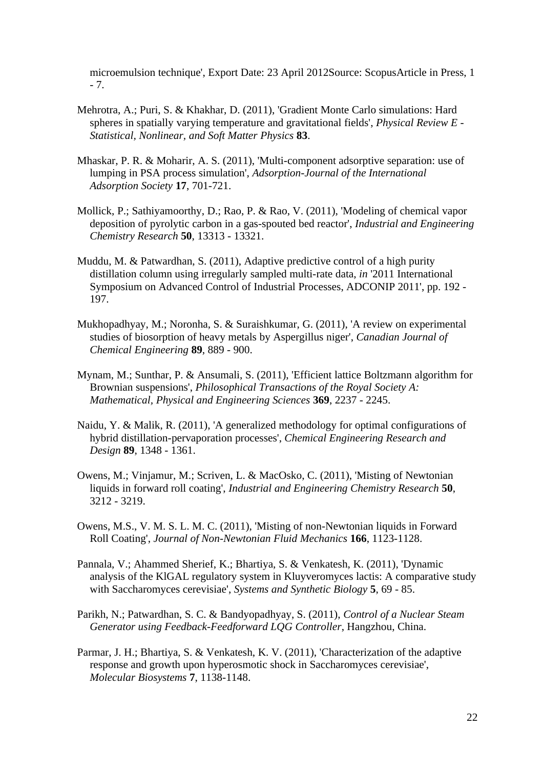microemulsion technique', Export Date: 23 April 2012Source: ScopusArticle in Press, 1 - 7.

Mehrotra, A.; Puri, S. & Khakhar, D. (2011), 'Gradient Monte Carlo simulations: Hard spheres in spatially varying temperature and gravitational fields', *Physical Review E - Statistical, Nonlinear, and Soft Matter Physics* **83**.

Mhaskar, P. R. & Moharir, A. S. (2011), 'Multi-component adsorptive separation: use of lumping in PSA process simulation', *Adsorption-Journal of the International Adsorption Society* **17**, 701-721.

Mollick, P.; Sathiyamoorthy, D.; Rao, P. & Rao, V. (2011), 'Modeling of chemical vapor deposition of pyrolytic carbon in a gas-spouted bed reactor', *Industrial and Engineering Chemistry Research* **50**, 13313 - 13321.

Muddu, M. & Patwardhan, S. (2011), Adaptive predictive control of a high purity distillation column using irregularly sampled multi-rate data, *in* '2011 International Symposium on Advanced Control of Industrial Processes, ADCONIP 2011', pp. 192 - 197.

Mukhopadhyay, M.; Noronha, S. & Suraishkumar, G. (2011), 'A review on experimental studies of biosorption of heavy metals by Aspergillus niger', *Canadian Journal of Chemical Engineering* **89**, 889 - 900.

Mynam, M.; Sunthar, P. & Ansumali, S. (2011), 'Efficient lattice Boltzmann algorithm for Brownian suspensions', *Philosophical Transactions of the Royal Society A: Mathematical, Physical and Engineering Sciences* **369**, 2237 - 2245.

Naidu, Y. & Malik, R. (2011), 'A generalized methodology for optimal configurations of hybrid distillation-pervaporation processes', *Chemical Engineering Research and Design* **89**, 1348 - 1361.

Owens, M.; Vinjamur, M.; Scriven, L. & MacOsko, C. (2011), 'Misting of Newtonian liquids in forward roll coating', *Industrial and Engineering Chemistry Research* **50**, 3212 - 3219.

Owens, M.S., V. M. S. L. M. C. (2011), 'Misting of non-Newtonian liquids in Forward Roll Coating', *Journal of Non-Newtonian Fluid Mechanics* **166**, 1123-1128.

Pannala, V.; Ahammed Sherief, K.; Bhartiya, S. & Venkatesh, K. (2011), 'Dynamic analysis of the KlGAL regulatory system in Kluyveromyces lactis: A comparative study with Saccharomyces cerevisiae', *Systems and Synthetic Biology* **5**, 69 - 85.

Parikh, N.; Patwardhan, S. C. & Bandyopadhyay, S. (2011), *Control of a Nuclear Steam Generator using Feedback-Feedforward LQG Controller*, Hangzhou, China.

Parmar, J. H.; Bhartiya, S. & Venkatesh, K. V. (2011), 'Characterization of the adaptive response and growth upon hyperosmotic shock in Saccharomyces cerevisiae', *Molecular Biosystems* **7**, 1138-1148.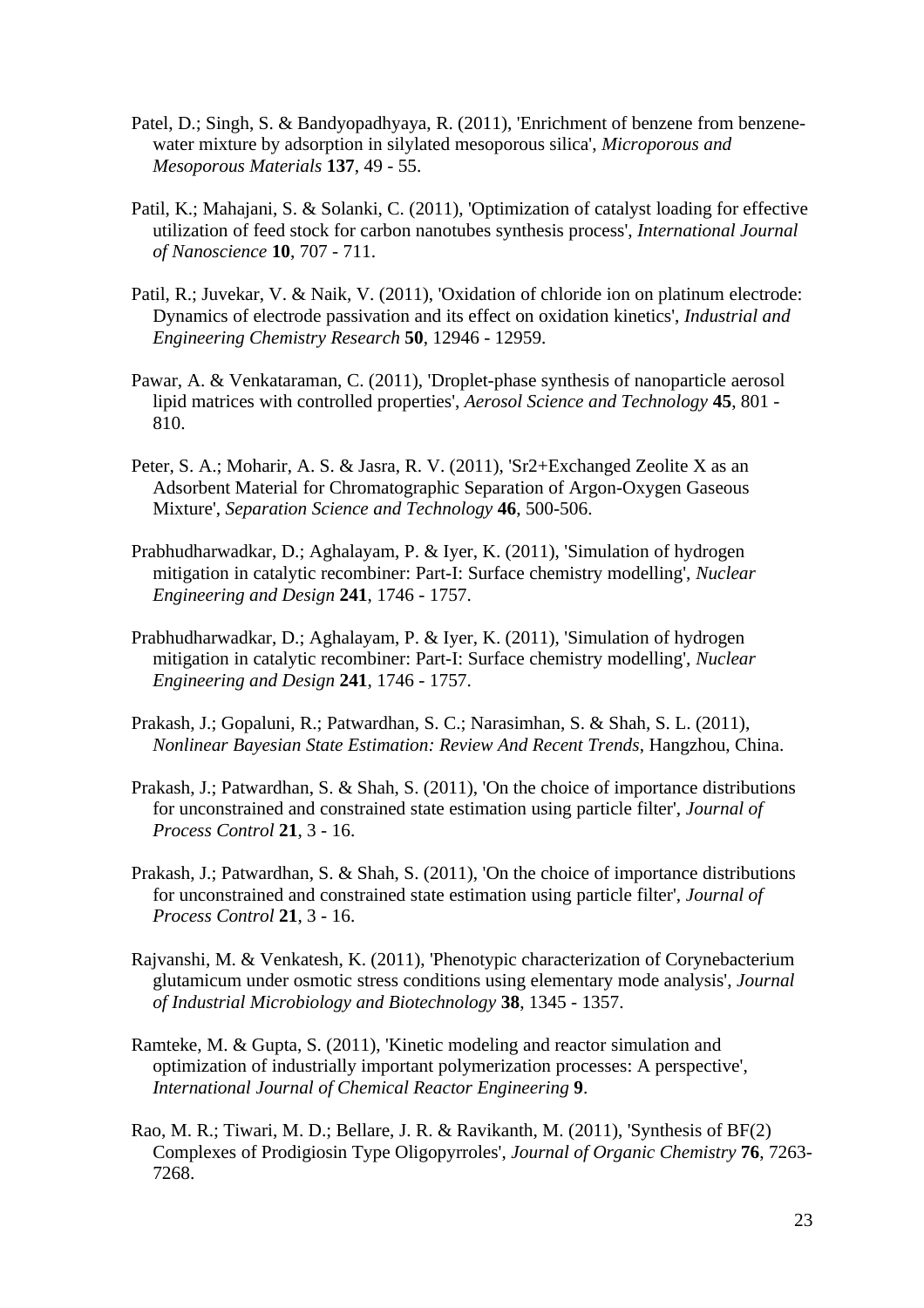Patel, D.; Singh, S. & Bandyopadhyaya, R. (2011), 'Enrichment of benzene from benzene-water mixture by adsorption in silylated mesoporous silica', *Microporous and Mesoporous Materials* **137**, 49 - 55.

Patil, K.; Mahajani, S. & Solanki, C. (2011), 'Optimization of catalyst loading for effective utilization of feed stock for carbon nanotubes synthesis process', *International Journal of Nanoscience* **10**, 707 - 711.

Patil, R.; Juvekar, V. & Naik, V. (2011), 'Oxidation of chloride ion on platinum electrode: Dynamics of electrode passivation and its effect on oxidation kinetics', *Industrial and Engineering Chemistry Research* **50**, 12946 - 12959.

Pawar, A. & Venkataraman, C. (2011), 'Droplet-phase synthesis of nanoparticle aerosol lipid matrices with controlled properties', *Aerosol Science and Technology* **45**, 801 - 810.

Peter, S. A.; Moharir, A. S. & Jasra, R. V. (2011), 'Sr2+Exchanged Zeolite X as an Adsorbent Material for Chromatographic Separation of Argon-Oxygen Gaseous Mixture', *Separation Science and Technology* **46**, 500-506.

Prabhudharwadkar, D.; Aghalayam, P. & Iyer, K. (2011), 'Simulation of hydrogen mitigation in catalytic recombiner: Part-I: Surface chemistry modelling', *Nuclear Engineering and Design* **241**, 1746 - 1757.

Prabhudharwadkar, D.; Aghalayam, P. & Iyer, K. (2011), 'Simulation of hydrogen mitigation in catalytic recombiner: Part-I: Surface chemistry modelling', *Nuclear Engineering and Design* **241**, 1746 - 1757.

Prakash, J.; Gopaluni, R.; Patwardhan, S. C.; Narasimhan, S. & Shah, S. L. (2011), *Nonlinear Bayesian State Estimation: Review And Recent Trends*, Hangzhou, China.

Prakash, J.; Patwardhan, S. & Shah, S. (2011), 'On the choice of importance distributions for unconstrained and constrained state estimation using particle filter', *Journal of Process Control* **21**, 3 - 16.

Prakash, J.; Patwardhan, S. & Shah, S. (2011), 'On the choice of importance distributions for unconstrained and constrained state estimation using particle filter', *Journal of Process Control* **21**, 3 - 16.

Rajvanshi, M. & Venkatesh, K. (2011), 'Phenotypic characterization of Corynebacterium glutamicum under osmotic stress conditions using elementary mode analysis', *Journal of Industrial Microbiology and Biotechnology* **38**, 1345 - 1357.

Ramteke, M. & Gupta, S. (2011), 'Kinetic modeling and reactor simulation and optimization of industrially important polymerization processes: A perspective', *International Journal of Chemical Reactor Engineering* **9**.

Rao, M. R.; Tiwari, M. D.; Bellare, J. R. & Ravikanth, M. (2011), 'Synthesis of BF(2) Complexes of Prodigiosin Type Oligopyrroles', *Journal of Organic Chemistry* **76**, 7263-7268.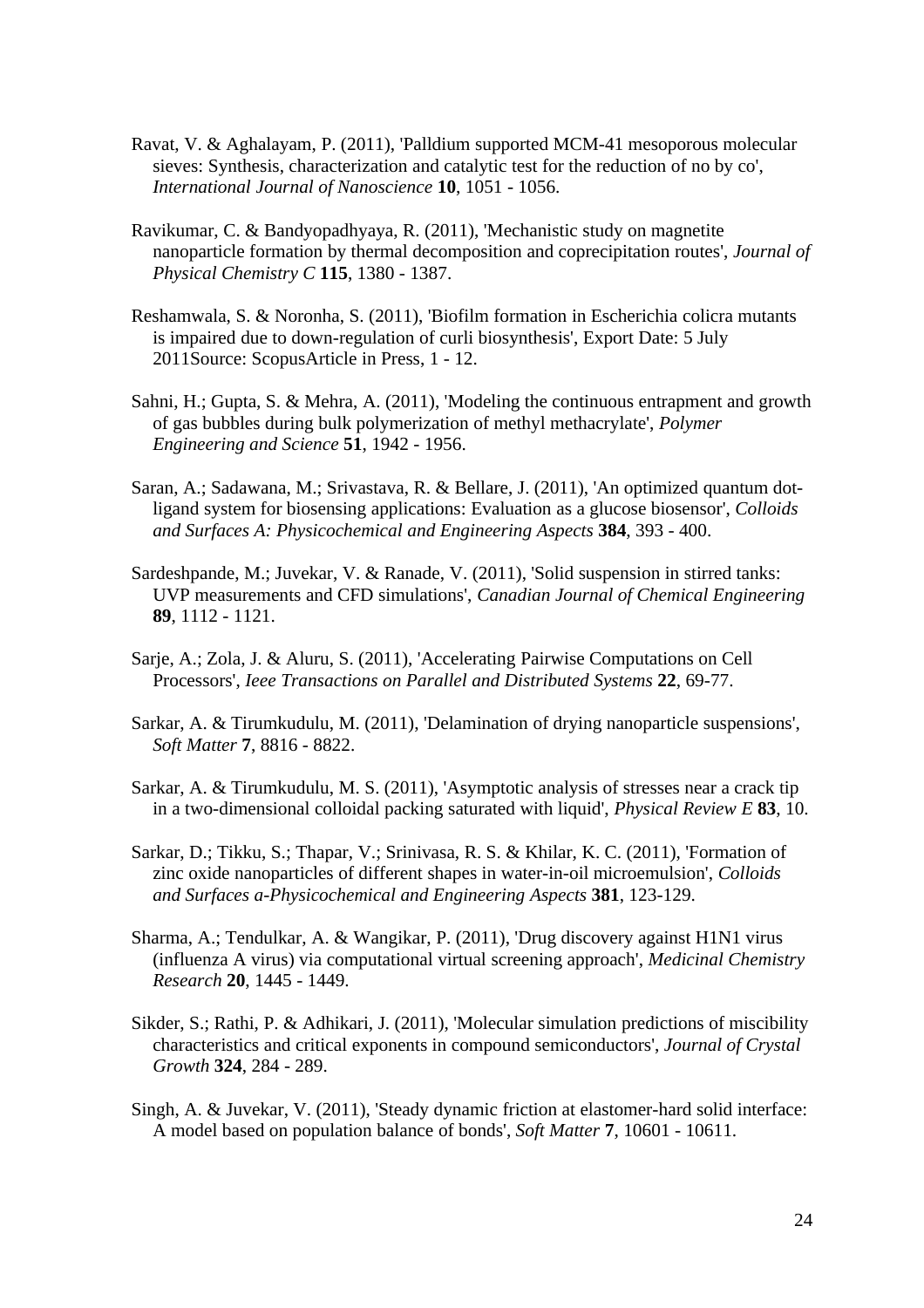Ravat, V. & Aghalayam, P. (2011), 'Palldium supported MCM-41 mesoporous molecular sieves: Synthesis, characterization and catalytic test for the reduction of no by co', *International Journal of Nanoscience* **10**, 1051 - 1056.

Ravikumar, C. & Bandyopadhyaya, R. (2011), 'Mechanistic study on magnetite nanoparticle formation by thermal decomposition and coprecipitation routes', *Journal of Physical Chemistry C* **115**, 1380 - 1387.

Reshamwala, S. & Noronha, S. (2011), 'Biofilm formation in Escherichia colicra mutants is impaired due to down-regulation of curli biosynthesis', Export Date: 5 July 2011Source: ScopusArticle in Press, 1 - 12.

Sahni, H.; Gupta, S. & Mehra, A. (2011), 'Modeling the continuous entrapment and growth of gas bubbles during bulk polymerization of methyl methacrylate', *Polymer Engineering and Science* **51**, 1942 - 1956.

Saran, A.; Sadawana, M.; Srivastava, R. & Bellare, J. (2011), 'An optimized quantum dot-ligand system for biosensing applications: Evaluation as a glucose biosensor', *Colloids and Surfaces A: Physicochemical and Engineering Aspects* **384**, 393 - 400.

Sardeshpande, M.; Juvekar, V. & Ranade, V. (2011), 'Solid suspension in stirred tanks: UVP measurements and CFD simulations', *Canadian Journal of Chemical Engineering* **89**, 1112 - 1121.

Sarje, A.; Zola, J. & Aluru, S. (2011), 'Accelerating Pairwise Computations on Cell Processors', *Ieee Transactions on Parallel and Distributed Systems* **22**, 69-77.

Sarkar, A. & Tirumkudulu, M. (2011), 'Delamination of drying nanoparticle suspensions', *Soft Matter* **7**, 8816 - 8822.

Sarkar, A. & Tirumkudulu, M. S. (2011), 'Asymptotic analysis of stresses near a crack tip in a two-dimensional colloidal packing saturated with liquid', *Physical Review E* **83**, 10.

Sarkar, D.; Tikku, S.; Thapar, V.; Srinivasa, R. S. & Khilar, K. C. (2011), 'Formation of zinc oxide nanoparticles of different shapes in water-in-oil microemulsion', *Colloids and Surfaces a-Physicochemical and Engineering Aspects* **381**, 123-129.

Sharma, A.; Tendulkar, A. & Wangikar, P. (2011), 'Drug discovery against H1N1 virus (influenza A virus) via computational virtual screening approach', *Medicinal Chemistry Research* **20**, 1445 - 1449.

Sikder, S.; Rathi, P. & Adhikari, J. (2011), 'Molecular simulation predictions of miscibility characteristics and critical exponents in compound semiconductors', *Journal of Crystal Growth* **324**, 284 - 289.

Singh, A. & Juvekar, V. (2011), 'Steady dynamic friction at elastomer-hard solid interface: A model based on population balance of bonds', *Soft Matter* **7**, 10601 - 10611.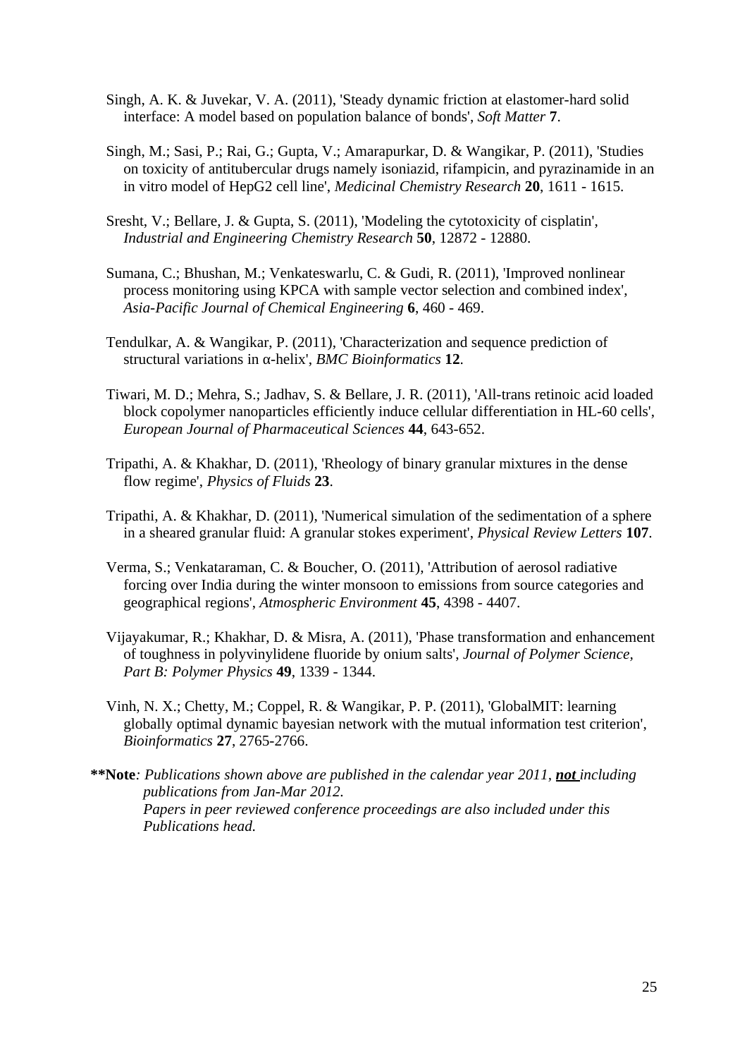Singh, A. K. & Juvekar, V. A. (2011), 'Steady dynamic friction at elastomer-hard solid interface: A model based on population balance of bonds', *Soft Matter* **7**.

Singh, M.; Sasi, P.; Rai, G.; Gupta, V.; Amarapurkar, D. & Wangikar, P. (2011), 'Studies on toxicity of antitubercular drugs namely isoniazid, rifampicin, and pyrazinamide in an in vitro model of HepG2 cell line', *Medicinal Chemistry Research* **20**, 1611 - 1615.

Sresht, V.; Bellare, J. & Gupta, S. (2011), 'Modeling the cytotoxicity of cisplatin', *Industrial and Engineering Chemistry Research* **50**, 12872 - 12880.

Sumana, C.; Bhushan, M.; Venkateswarlu, C. & Gudi, R. (2011), 'Improved nonlinear process monitoring using KPCA with sample vector selection and combined index', *Asia-Pacific Journal of Chemical Engineering* **6**, 460 - 469.

Tendulkar, A. & Wangikar, P. (2011), 'Characterization and sequence prediction of structural variations in α-helix', *BMC Bioinformatics* **12**.

Tiwari, M. D.; Mehra, S.; Jadhav, S. & Bellare, J. R. (2011), 'All-trans retinoic acid loaded block copolymer nanoparticles efficiently induce cellular differentiation in HL-60 cells', *European Journal of Pharmaceutical Sciences* **44**, 643-652.

Tripathi, A. & Khakhar, D. (2011), 'Rheology of binary granular mixtures in the dense flow regime', *Physics of Fluids* **23**.

Tripathi, A. & Khakhar, D. (2011), 'Numerical simulation of the sedimentation of a sphere in a sheared granular fluid: A granular stokes experiment', *Physical Review Letters* **107**.

Verma, S.; Venkataraman, C. & Boucher, O. (2011), 'Attribution of aerosol radiative forcing over India during the winter monsoon to emissions from source categories and geographical regions', *Atmospheric Environment* **45**, 4398 - 4407.

Vijayakumar, R.; Khakhar, D. & Misra, A. (2011), 'Phase transformation and enhancement of toughness in polyvinylidene fluoride by onium salts', *Journal of Polymer Science, Part B: Polymer Physics* **49**, 1339 - 1344.

Vinh, N. X.; Chetty, M.; Coppel, R. & Wangikar, P. P. (2011), 'GlobalMIT: learning globally optimal dynamic bayesian network with the mutual information test criterion', *Bioinformatics* **27**, 2765-2766.

****Note***: Publications shown above are published in the calendar year 2011, **not** including publications from Jan-Mar 2012.*
*Papers in peer reviewed conference proceedings are also included under this Publications head.*